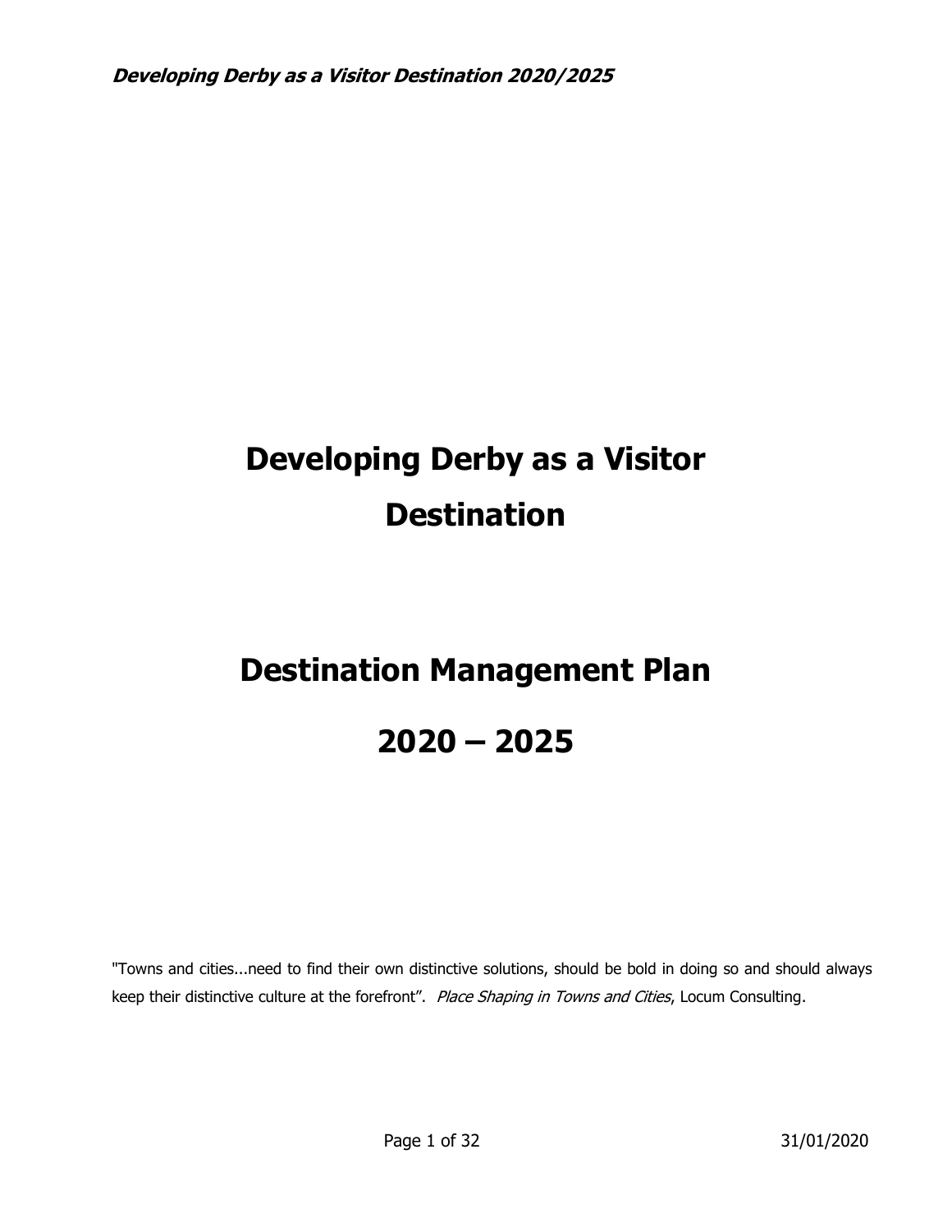# Developing Derby as a Visitor Destination

# Destination Management Plan

# 2020 – 2025

"Towns and cities...need to find their own distinctive solutions, should be bold in doing so and should always keep their distinctive culture at the forefront". *Place Shaping in Towns and Cities*, Locum Consulting.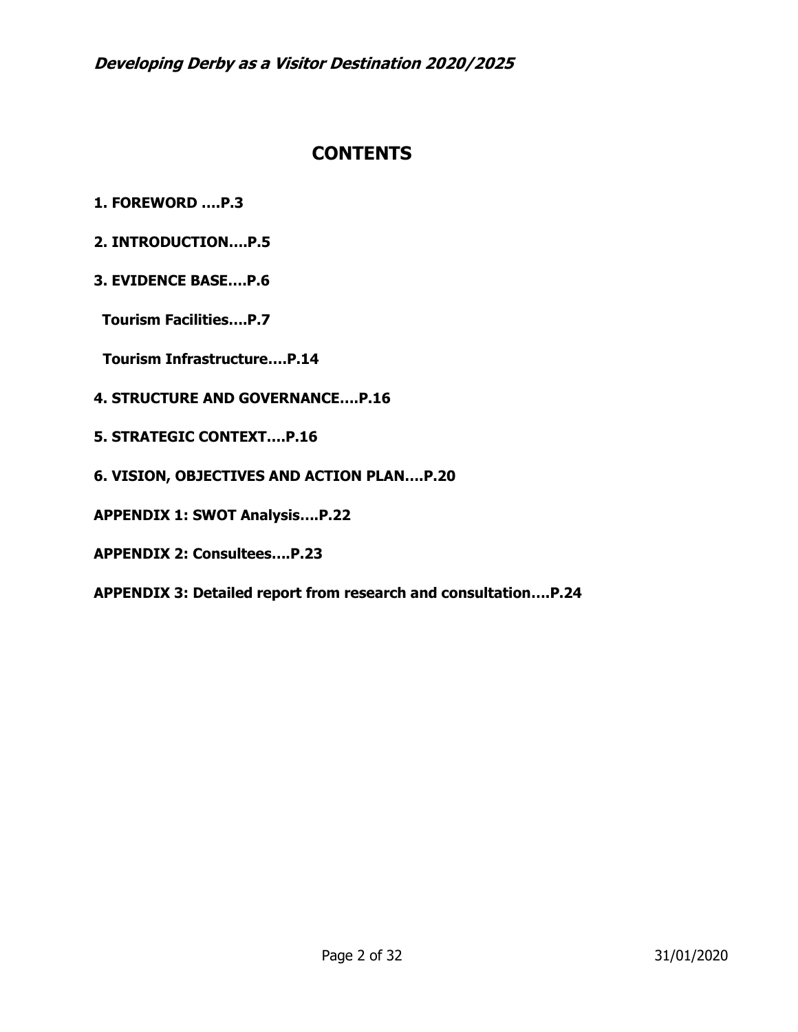# CONTENTS

**1. FOREWORD ….P.3**

**2. INTRODUCTION….P.5**

**3. EVIDENCE BASE….P.6**

**Tourism Facilities….P.7**

**Tourism Infrastructure….P.14**

**4. STRUCTURE AND GOVERNANCE….P.16**

**5. STRATEGIC CONTEXT….P.16**

**6. VISION, OBJECTIVES AND ACTION PLAN….P.20**

**APPENDIX 1: SWOT Analysis….P.22**

**APPENDIX 2: Consultees….P.23**

**APPENDIX 3: Detailed report from research and consultation….P.24**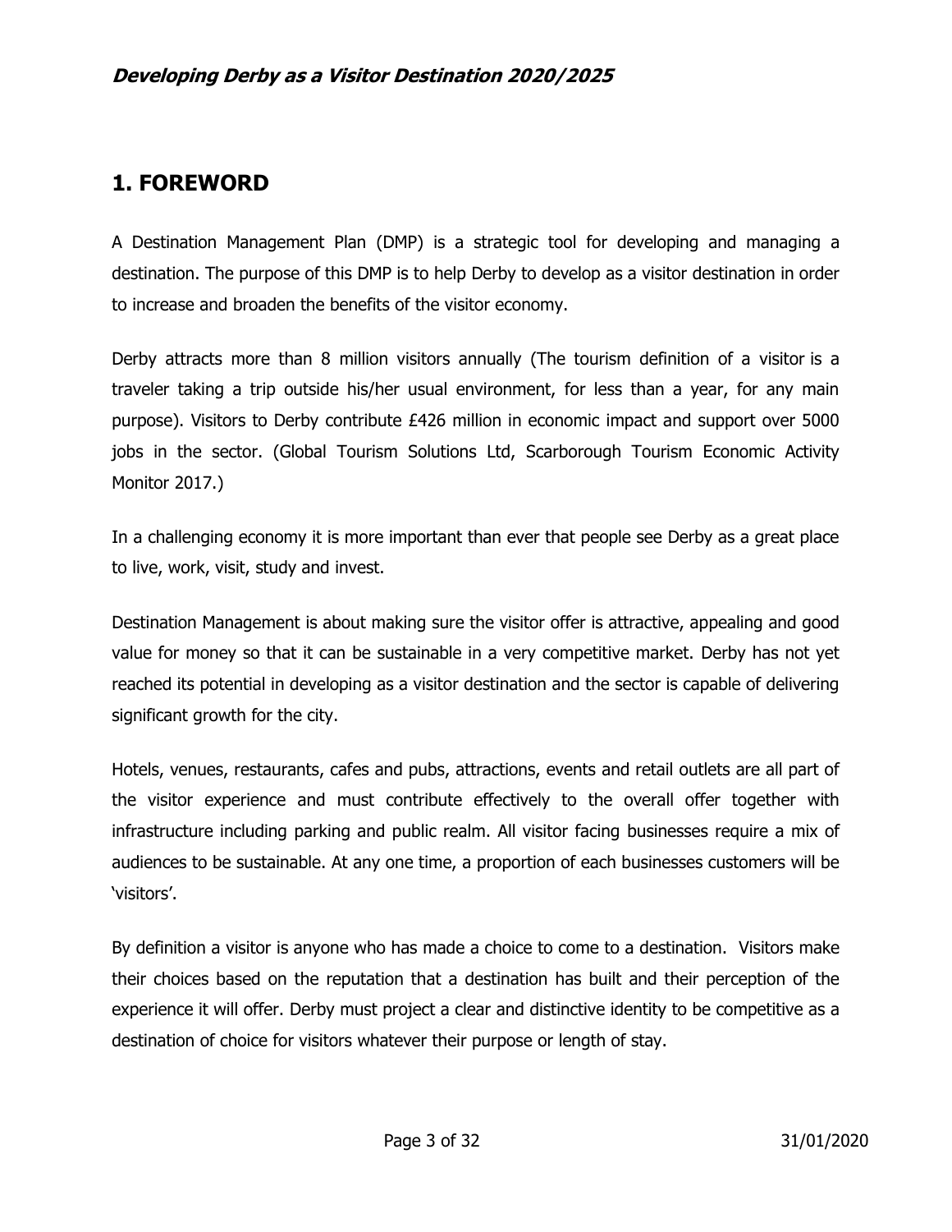## 1. FOREWORD

A Destination Management Plan (DMP) is a strategic tool for developing and managing a destination. The purpose of this DMP is to help Derby to develop as a visitor destination in order to increase and broaden the benefits of the visitor economy.

Derby attracts more than 8 million visitors annually (The tourism definition of a visitor is a traveler taking a trip outside his/her usual environment, for less than a year, for any main purpose). Visitors to Derby contribute £426 million in economic impact and support over 5000 jobs in the sector. (Global Tourism Solutions Ltd, Scarborough Tourism Economic Activity Monitor 2017.)

In a challenging economy it is more important than ever that people see Derby as a great place to live, work, visit, study and invest.

Destination Management is about making sure the visitor offer is attractive, appealing and good value for money so that it can be sustainable in a very competitive market. Derby has not yet reached its potential in developing as a visitor destination and the sector is capable of delivering significant growth for the city.

Hotels, venues, restaurants, cafes and pubs, attractions, events and retail outlets are all part of the visitor experience and must contribute effectively to the overall offer together with infrastructure including parking and public realm. All visitor facing businesses require a mix of audiences to be sustainable. At any one time, a proportion of each businesses customers will be 'visitors'.

By definition a visitor is anyone who has made a choice to come to a destination. Visitors make their choices based on the reputation that a destination has built and their perception of the experience it will offer. Derby must project a clear and distinctive identity to be competitive as a destination of choice for visitors whatever their purpose or length of stay.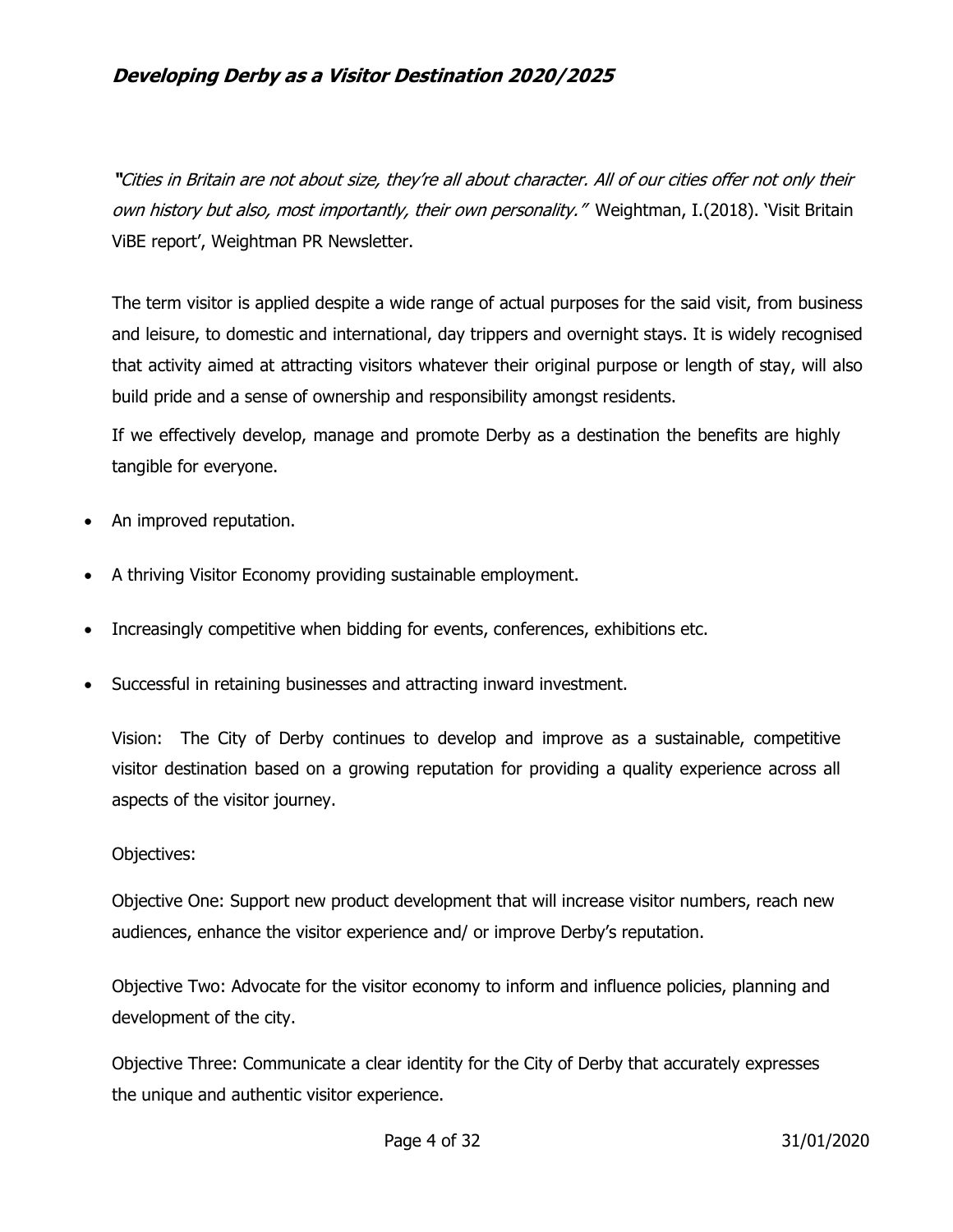*"Cities in Britain are not about size, they're all about character. All of our cities offer not only their own history but also, most importantly, their own personality."* Weightman, I.(2018). 'Visit Britain ViBE report', Weightman PR Newsletter.

The term visitor is applied despite a wide range of actual purposes for the said visit, from business and leisure, to domestic and international, day trippers and overnight stays. It is widely recognised that activity aimed at attracting visitors whatever their original purpose or length of stay, will also build pride and a sense of ownership and responsibility amongst residents.

If we effectively develop, manage and promote Derby as a destination the benefits are highly tangible for everyone.

- An improved reputation.
- A thriving Visitor Economy providing sustainable employment.
- Increasingly competitive when bidding for events, conferences, exhibitions etc.
- Successful in retaining businesses and attracting inward investment.

Vision: The City of Derby continues to develop and improve as a sustainable, competitive visitor destination based on a growing reputation for providing a quality experience across all aspects of the visitor journey.

Objectives:

Objective One: Support new product development that will increase visitor numbers, reach new audiences, enhance the visitor experience and/ or improve Derby's reputation.

Objective Two: Advocate for the visitor economy to inform and influence policies, planning and development of the city.

Objective Three: Communicate a clear identity for the City of Derby that accurately expresses the unique and authentic visitor experience.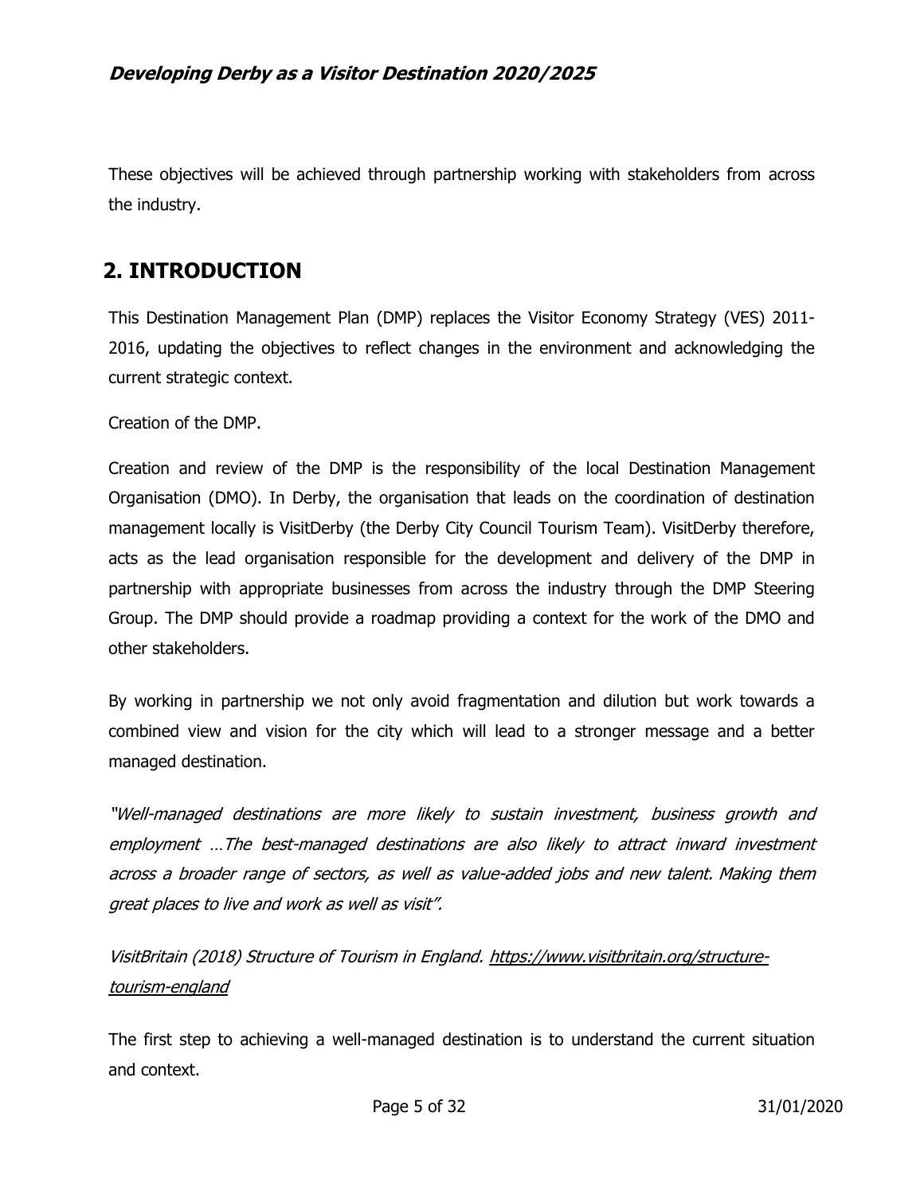These objectives will be achieved through partnership working with stakeholders from across the industry.

## 2. INTRODUCTION

This Destination Management Plan (DMP) replaces the Visitor Economy Strategy (VES) 2011-2016, updating the objectives to reflect changes in the environment and acknowledging the current strategic context.

Creation of the DMP.

Creation and review of the DMP is the responsibility of the local Destination Management Organisation (DMO). In Derby, the organisation that leads on the coordination of destination management locally is VisitDerby (the Derby City Council Tourism Team). VisitDerby therefore, acts as the lead organisation responsible for the development and delivery of the DMP in partnership with appropriate businesses from across the industry through the DMP Steering Group. The DMP should provide a roadmap providing a context for the work of the DMO and other stakeholders.

By working in partnership we not only avoid fragmentation and dilution but work towards a combined view and vision for the city which will lead to a stronger message and a better managed destination.

*"Well-managed destinations are more likely to sustain investment, business growth and employment …The best-managed destinations are also likely to attract inward investment across a broader range of sectors, as well as value-added jobs and new talent. Making them great places to live and work as well as visit".*

*VisitBritain (2018) Structure of Tourism in England. [https://www.visitbritain.org/structure-tourism-england](https://www.visitbritain.org/structure-tourism-england)*

The first step to achieving a well-managed destination is to understand the current situation and context.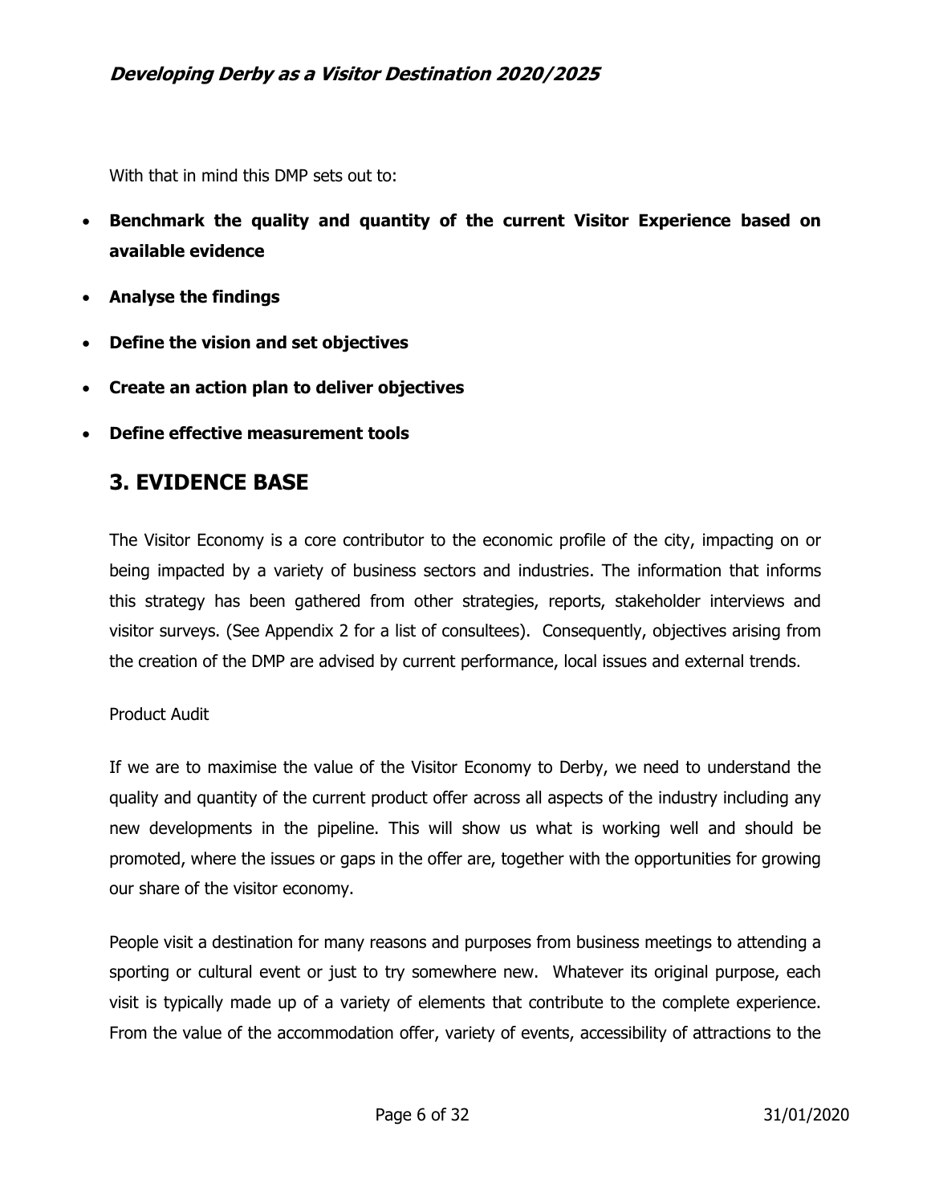With that in mind this DMP sets out to:

- **Benchmark the quality and quantity of the current Visitor Experience based on available evidence**
- **Analyse the findings**
- **Define the vision and set objectives**
- **Create an action plan to deliver objectives**
- **Define effective measurement tools**

## 3. EVIDENCE BASE

The Visitor Economy is a core contributor to the economic profile of the city, impacting on or being impacted by a variety of business sectors and industries. The information that informs this strategy has been gathered from other strategies, reports, stakeholder interviews and visitor surveys. (See Appendix 2 for a list of consultees). Consequently, objectives arising from the creation of the DMP are advised by current performance, local issues and external trends.

Product Audit

If we are to maximise the value of the Visitor Economy to Derby, we need to understand the quality and quantity of the current product offer across all aspects of the industry including any new developments in the pipeline. This will show us what is working well and should be promoted, where the issues or gaps in the offer are, together with the opportunities for growing our share of the visitor economy.

People visit a destination for many reasons and purposes from business meetings to attending a sporting or cultural event or just to try somewhere new. Whatever its original purpose, each visit is typically made up of a variety of elements that contribute to the complete experience. From the value of the accommodation offer, variety of events, accessibility of attractions to the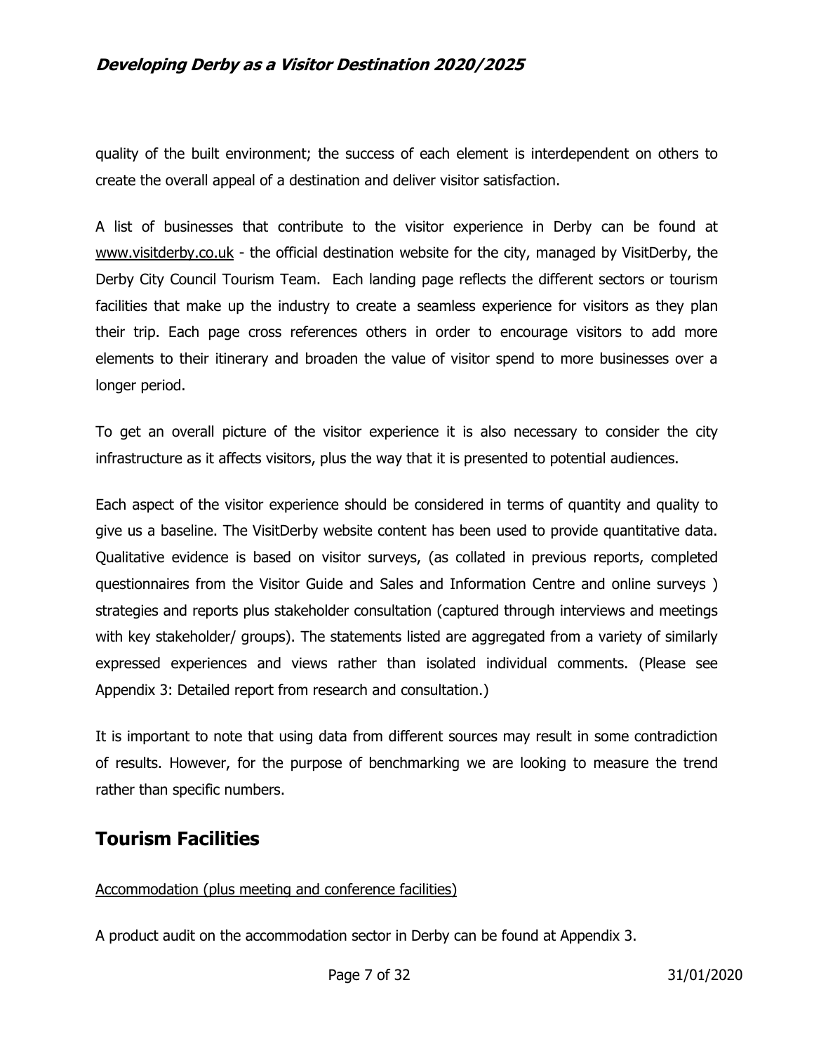quality of the built environment; the success of each element is interdependent on others to create the overall appeal of a destination and deliver visitor satisfaction.

A list of businesses that contribute to the visitor experience in Derby can be found at www.visitderby.co.uk - the official destination website for the city, managed by VisitDerby, the Derby City Council Tourism Team. Each landing page reflects the different sectors or tourism facilities that make up the industry to create a seamless experience for visitors as they plan their trip. Each page cross references others in order to encourage visitors to add more elements to their itinerary and broaden the value of visitor spend to more businesses over a longer period.

To get an overall picture of the visitor experience it is also necessary to consider the city infrastructure as it affects visitors, plus the way that it is presented to potential audiences.

Each aspect of the visitor experience should be considered in terms of quantity and quality to give us a baseline. The VisitDerby website content has been used to provide quantitative data. Qualitative evidence is based on visitor surveys, (as collated in previous reports, completed questionnaires from the Visitor Guide and Sales and Information Centre and online surveys ) strategies and reports plus stakeholder consultation (captured through interviews and meetings with key stakeholder/ groups). The statements listed are aggregated from a variety of similarly expressed experiences and views rather than isolated individual comments. (Please see Appendix 3: Detailed report from research and consultation.)

It is important to note that using data from different sources may result in some contradiction of results. However, for the purpose of benchmarking we are looking to measure the trend rather than specific numbers.

## Tourism Facilities

Accommodation (plus meeting and conference facilities)

A product audit on the accommodation sector in Derby can be found at Appendix 3.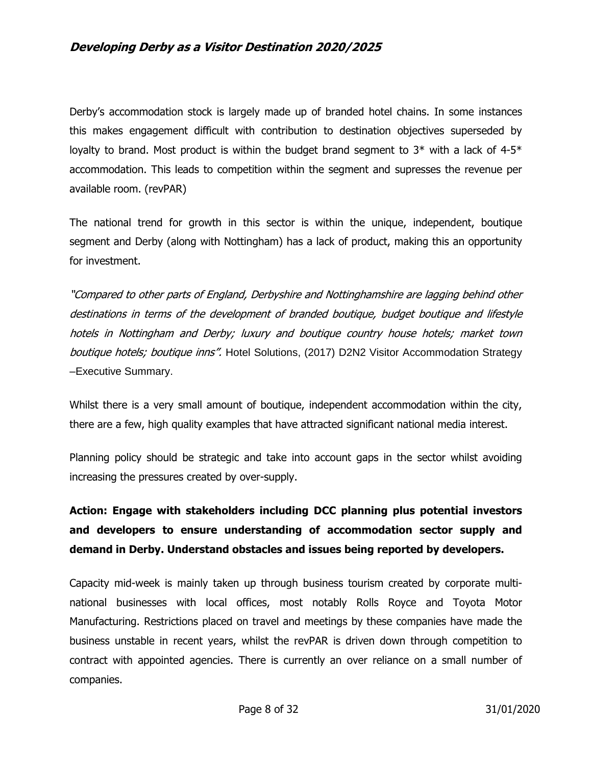Derby's accommodation stock is largely made up of branded hotel chains. In some instances this makes engagement difficult with contribution to destination objectives superseded by loyalty to brand. Most product is within the budget brand segment to 3* with a lack of 4-5* accommodation. This leads to competition within the segment and supresses the revenue per available room. (revPAR)

The national trend for growth in this sector is within the unique, independent, boutique segment and Derby (along with Nottingham) has a lack of product, making this an opportunity for investment.

*"Compared to other parts of England, Derbyshire and Nottinghamshire are lagging behind other destinations in terms of the development of branded boutique, budget boutique and lifestyle hotels in Nottingham and Derby; luxury and boutique country house hotels; market town boutique hotels; boutique inns".* Hotel Solutions, (2017) D2N2 Visitor Accommodation Strategy –Executive Summary.

Whilst there is a very small amount of boutique, independent accommodation within the city, there are a few, high quality examples that have attracted significant national media interest.

Planning policy should be strategic and take into account gaps in the sector whilst avoiding increasing the pressures created by over-supply.

**Action: Engage with stakeholders including DCC planning plus potential investors and developers to ensure understanding of accommodation sector supply and demand in Derby. Understand obstacles and issues being reported by developers.**

Capacity mid-week is mainly taken up through business tourism created by corporate multi-national businesses with local offices, most notably Rolls Royce and Toyota Motor Manufacturing. Restrictions placed on travel and meetings by these companies have made the business unstable in recent years, whilst the revPAR is driven down through competition to contract with appointed agencies. There is currently an over reliance on a small number of companies.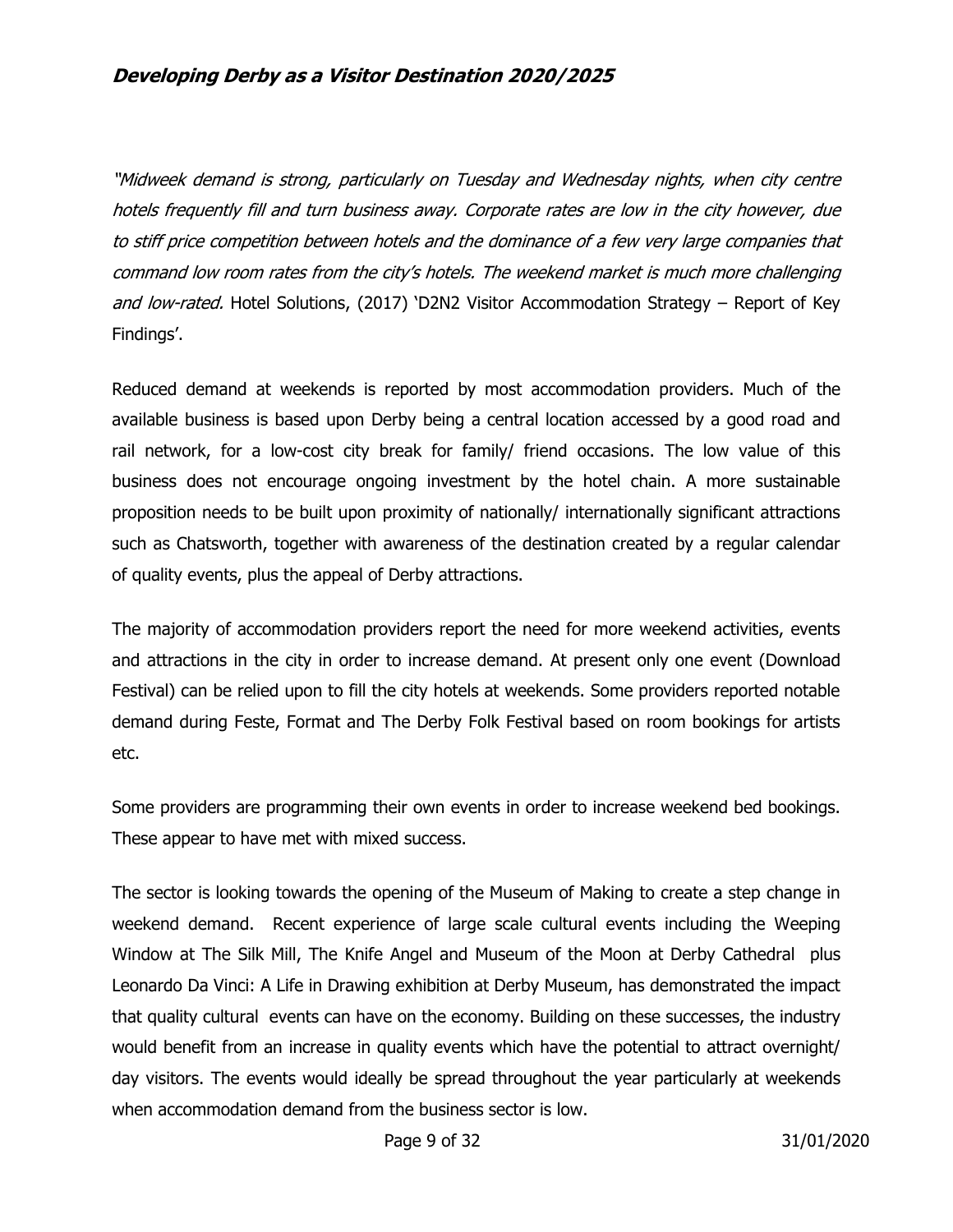*"Midweek demand is strong, particularly on Tuesday and Wednesday nights, when city centre hotels frequently fill and turn business away. Corporate rates are low in the city however, due to stiff price competition between hotels and the dominance of a few very large companies that command low room rates from the city's hotels. The weekend market is much more challenging and low-rated.* Hotel Solutions, (2017) 'D2N2 Visitor Accommodation Strategy – Report of Key Findings'.

Reduced demand at weekends is reported by most accommodation providers. Much of the available business is based upon Derby being a central location accessed by a good road and rail network, for a low-cost city break for family/ friend occasions. The low value of this business does not encourage ongoing investment by the hotel chain. A more sustainable proposition needs to be built upon proximity of nationally/ internationally significant attractions such as Chatsworth, together with awareness of the destination created by a regular calendar of quality events, plus the appeal of Derby attractions.

The majority of accommodation providers report the need for more weekend activities, events and attractions in the city in order to increase demand. At present only one event (Download Festival) can be relied upon to fill the city hotels at weekends. Some providers reported notable demand during Feste, Format and The Derby Folk Festival based on room bookings for artists etc.

Some providers are programming their own events in order to increase weekend bed bookings. These appear to have met with mixed success.

The sector is looking towards the opening of the Museum of Making to create a step change in weekend demand. Recent experience of large scale cultural events including the Weeping Window at The Silk Mill, The Knife Angel and Museum of the Moon at Derby Cathedral plus Leonardo Da Vinci: A Life in Drawing exhibition at Derby Museum, has demonstrated the impact that quality cultural events can have on the economy. Building on these successes, the industry would benefit from an increase in quality events which have the potential to attract overnight/ day visitors. The events would ideally be spread throughout the year particularly at weekends when accommodation demand from the business sector is low.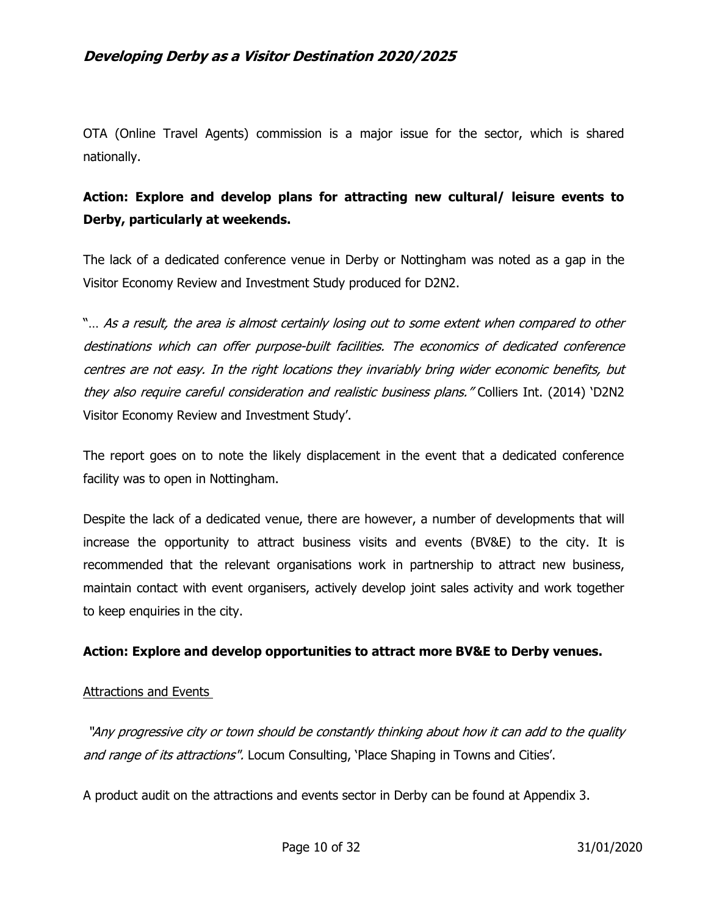OTA (Online Travel Agents) commission is a major issue for the sector, which is shared nationally.

**Action: Explore and develop plans for attracting new cultural/ leisure events to Derby, particularly at weekends.**

The lack of a dedicated conference venue in Derby or Nottingham was noted as a gap in the Visitor Economy Review and Investment Study produced for D2N2.

"… *As a result, the area is almost certainly losing out to some extent when compared to other destinations which can offer purpose-built facilities. The economics of dedicated conference centres are not easy. In the right locations they invariably bring wider economic benefits, but they also require careful consideration and realistic business plans."* Colliers Int. (2014) 'D2N2 Visitor Economy Review and Investment Study'.

The report goes on to note the likely displacement in the event that a dedicated conference facility was to open in Nottingham.

Despite the lack of a dedicated venue, there are however, a number of developments that will increase the opportunity to attract business visits and events (BV&E) to the city. It is recommended that the relevant organisations work in partnership to attract new business, maintain contact with event organisers, actively develop joint sales activity and work together to keep enquiries in the city.

**Action: Explore and develop opportunities to attract more BV&E to Derby venues.**

<u>Attractions and Events</u>

*"Any progressive city or town should be constantly thinking about how it can add to the quality and range of its attractions".* Locum Consulting, 'Place Shaping in Towns and Cities'.

A product audit on the attractions and events sector in Derby can be found at Appendix 3.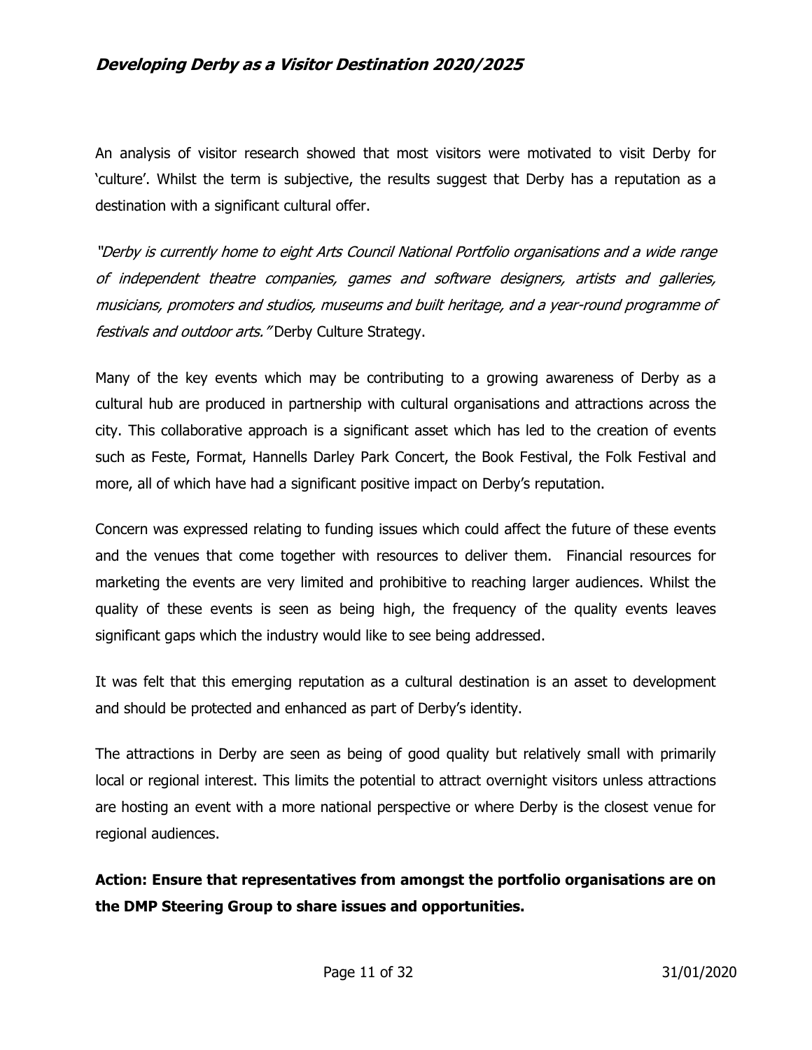An analysis of visitor research showed that most visitors were motivated to visit Derby for 'culture'. Whilst the term is subjective, the results suggest that Derby has a reputation as a destination with a significant cultural offer.

*"Derby is currently home to eight Arts Council National Portfolio organisations and a wide range of independent theatre companies, games and software designers, artists and galleries, musicians, promoters and studios, museums and built heritage, and a year-round programme of festivals and outdoor arts."* Derby Culture Strategy.

Many of the key events which may be contributing to a growing awareness of Derby as a cultural hub are produced in partnership with cultural organisations and attractions across the city. This collaborative approach is a significant asset which has led to the creation of events such as Feste, Format, Hannells Darley Park Concert, the Book Festival, the Folk Festival and more, all of which have had a significant positive impact on Derby's reputation.

Concern was expressed relating to funding issues which could affect the future of these events and the venues that come together with resources to deliver them. Financial resources for marketing the events are very limited and prohibitive to reaching larger audiences. Whilst the quality of these events is seen as being high, the frequency of the quality events leaves significant gaps which the industry would like to see being addressed.

It was felt that this emerging reputation as a cultural destination is an asset to development and should be protected and enhanced as part of Derby's identity.

The attractions in Derby are seen as being of good quality but relatively small with primarily local or regional interest. This limits the potential to attract overnight visitors unless attractions are hosting an event with a more national perspective or where Derby is the closest venue for regional audiences.

**Action: Ensure that representatives from amongst the portfolio organisations are on the DMP Steering Group to share issues and opportunities.**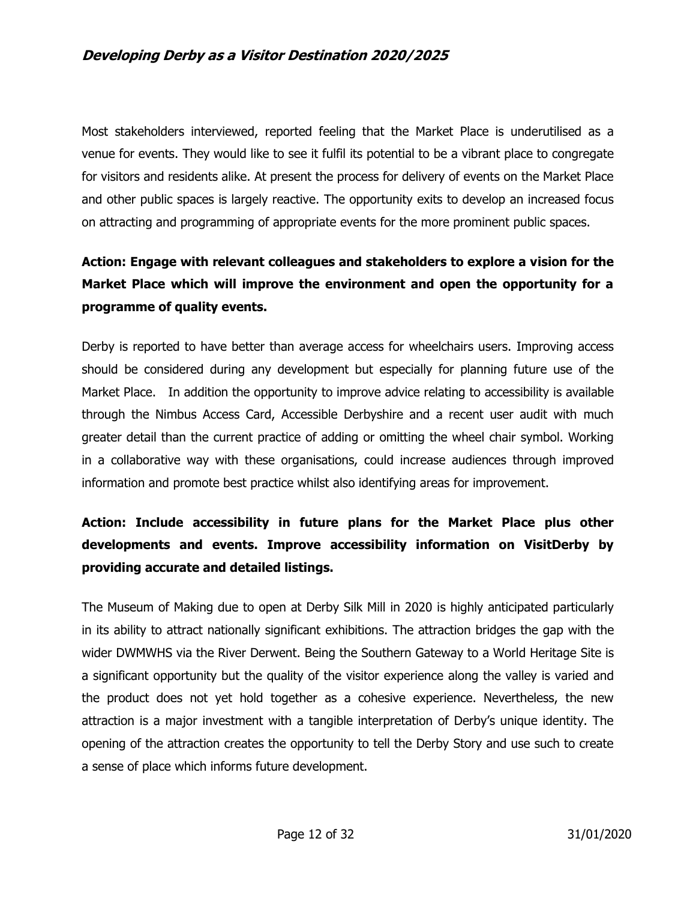Most stakeholders interviewed, reported feeling that the Market Place is underutilised as a venue for events. They would like to see it fulfil its potential to be a vibrant place to congregate for visitors and residents alike. At present the process for delivery of events on the Market Place and other public spaces is largely reactive. The opportunity exits to develop an increased focus on attracting and programming of appropriate events for the more prominent public spaces.

**Action: Engage with relevant colleagues and stakeholders to explore a vision for the Market Place which will improve the environment and open the opportunity for a programme of quality events.**

Derby is reported to have better than average access for wheelchairs users. Improving access should be considered during any development but especially for planning future use of the Market Place. In addition the opportunity to improve advice relating to accessibility is available through the Nimbus Access Card, Accessible Derbyshire and a recent user audit with much greater detail than the current practice of adding or omitting the wheel chair symbol. Working in a collaborative way with these organisations, could increase audiences through improved information and promote best practice whilst also identifying areas for improvement.

**Action: Include accessibility in future plans for the Market Place plus other developments and events. Improve accessibility information on VisitDerby by providing accurate and detailed listings.**

The Museum of Making due to open at Derby Silk Mill in 2020 is highly anticipated particularly in its ability to attract nationally significant exhibitions. The attraction bridges the gap with the wider DWMWHS via the River Derwent. Being the Southern Gateway to a World Heritage Site is a significant opportunity but the quality of the visitor experience along the valley is varied and the product does not yet hold together as a cohesive experience. Nevertheless, the new attraction is a major investment with a tangible interpretation of Derby's unique identity. The opening of the attraction creates the opportunity to tell the Derby Story and use such to create a sense of place which informs future development.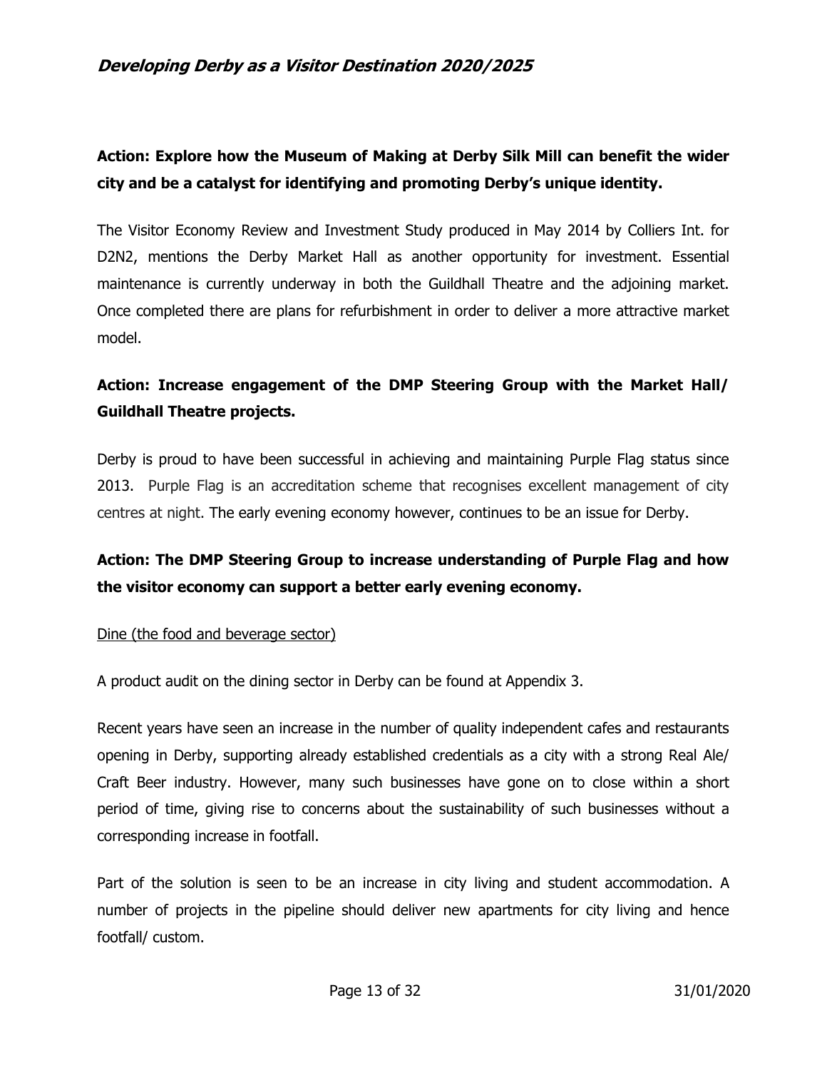**Action: Explore how the Museum of Making at Derby Silk Mill can benefit the wider city and be a catalyst for identifying and promoting Derby's unique identity.**

The Visitor Economy Review and Investment Study produced in May 2014 by Colliers Int. for D2N2, mentions the Derby Market Hall as another opportunity for investment. Essential maintenance is currently underway in both the Guildhall Theatre and the adjoining market. Once completed there are plans for refurbishment in order to deliver a more attractive market model.

**Action: Increase engagement of the DMP Steering Group with the Market Hall/ Guildhall Theatre projects.**

Derby is proud to have been successful in achieving and maintaining Purple Flag status since 2013. Purple Flag is an accreditation scheme that recognises excellent management of city centres at night. The early evening economy however, continues to be an issue for Derby.

**Action: The DMP Steering Group to increase understanding of Purple Flag and how the visitor economy can support a better early evening economy.**

<u>Dine (the food and beverage sector)</u>

A product audit on the dining sector in Derby can be found at Appendix 3.

Recent years have seen an increase in the number of quality independent cafes and restaurants opening in Derby, supporting already established credentials as a city with a strong Real Ale/ Craft Beer industry. However, many such businesses have gone on to close within a short period of time, giving rise to concerns about the sustainability of such businesses without a corresponding increase in footfall.

Part of the solution is seen to be an increase in city living and student accommodation. A number of projects in the pipeline should deliver new apartments for city living and hence footfall/ custom.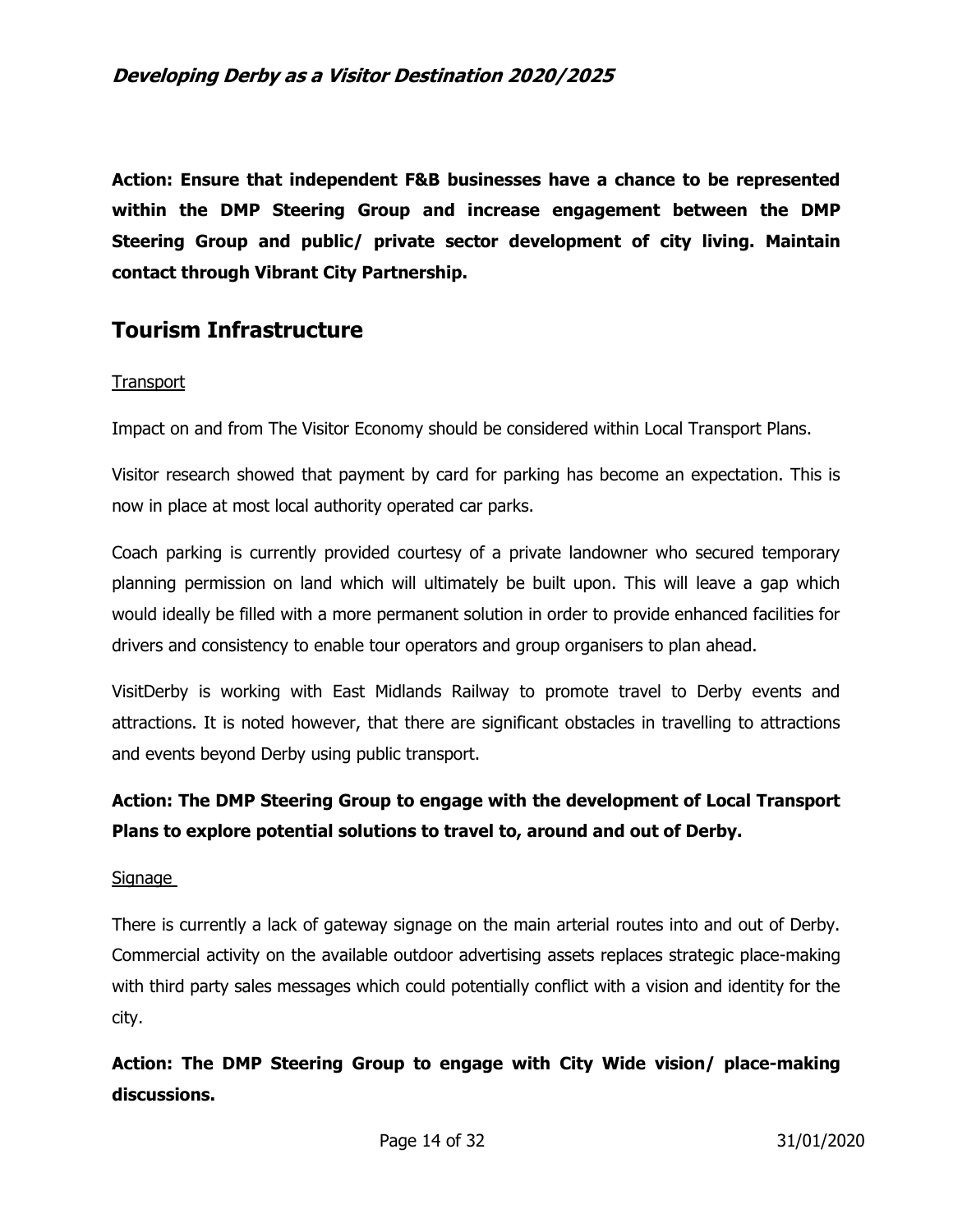**Action: Ensure that independent F&B businesses have a chance to be represented within the DMP Steering Group and increase engagement between the DMP Steering Group and public/ private sector development of city living. Maintain contact through Vibrant City Partnership.**

## Tourism Infrastructure

Transport

Impact on and from The Visitor Economy should be considered within Local Transport Plans.

Visitor research showed that payment by card for parking has become an expectation. This is now in place at most local authority operated car parks.

Coach parking is currently provided courtesy of a private landowner who secured temporary planning permission on land which will ultimately be built upon. This will leave a gap which would ideally be filled with a more permanent solution in order to provide enhanced facilities for drivers and consistency to enable tour operators and group organisers to plan ahead.

VisitDerby is working with East Midlands Railway to promote travel to Derby events and attractions. It is noted however, that there are significant obstacles in travelling to attractions and events beyond Derby using public transport.

**Action: The DMP Steering Group to engage with the development of Local Transport Plans to explore potential solutions to travel to, around and out of Derby.**

Signage

There is currently a lack of gateway signage on the main arterial routes into and out of Derby. Commercial activity on the available outdoor advertising assets replaces strategic place-making with third party sales messages which could potentially conflict with a vision and identity for the city.

**Action: The DMP Steering Group to engage with City Wide vision/ place-making discussions.**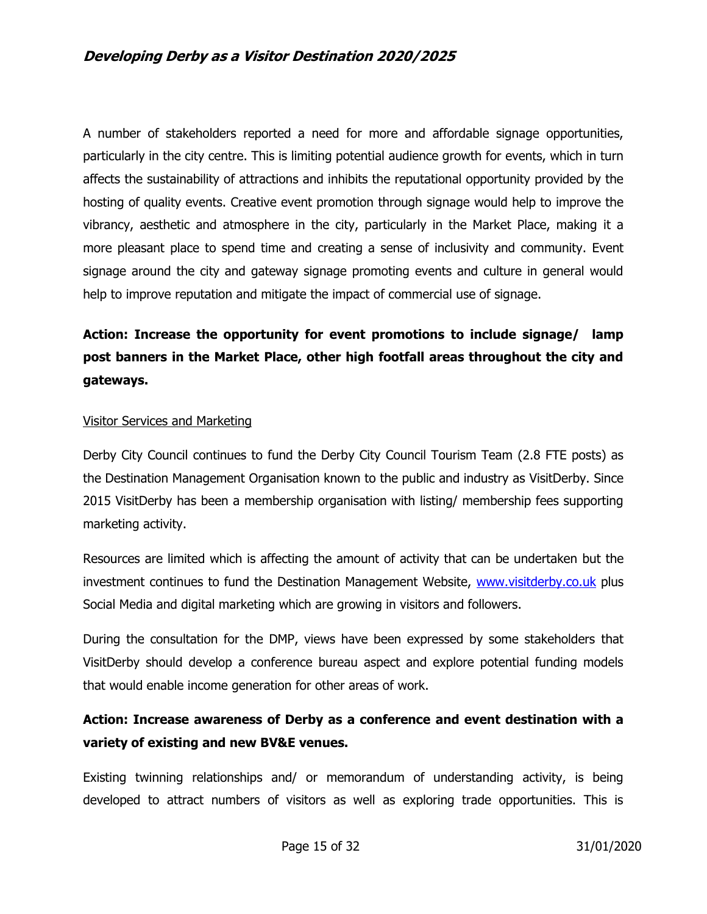A number of stakeholders reported a need for more and affordable signage opportunities, particularly in the city centre. This is limiting potential audience growth for events, which in turn affects the sustainability of attractions and inhibits the reputational opportunity provided by the hosting of quality events. Creative event promotion through signage would help to improve the vibrancy, aesthetic and atmosphere in the city, particularly in the Market Place, making it a more pleasant place to spend time and creating a sense of inclusivity and community. Event signage around the city and gateway signage promoting events and culture in general would help to improve reputation and mitigate the impact of commercial use of signage.

**Action: Increase the opportunity for event promotions to include signage/ lamp post banners in the Market Place, other high footfall areas throughout the city and gateways.**

<u>Visitor Services and Marketing</u>

Derby City Council continues to fund the Derby City Council Tourism Team (2.8 FTE posts) as the Destination Management Organisation known to the public and industry as VisitDerby. Since 2015 VisitDerby has been a membership organisation with listing/ membership fees supporting marketing activity.

Resources are limited which is affecting the amount of activity that can be undertaken but the investment continues to fund the Destination Management Website, [www.visitderby.co.uk](http://www.visitderby.co.uk) plus Social Media and digital marketing which are growing in visitors and followers.

During the consultation for the DMP, views have been expressed by some stakeholders that VisitDerby should develop a conference bureau aspect and explore potential funding models that would enable income generation for other areas of work.

**Action: Increase awareness of Derby as a conference and event destination with a variety of existing and new BV&E venues.**

Existing twinning relationships and/ or memorandum of understanding activity, is being developed to attract numbers of visitors as well as exploring trade opportunities. This is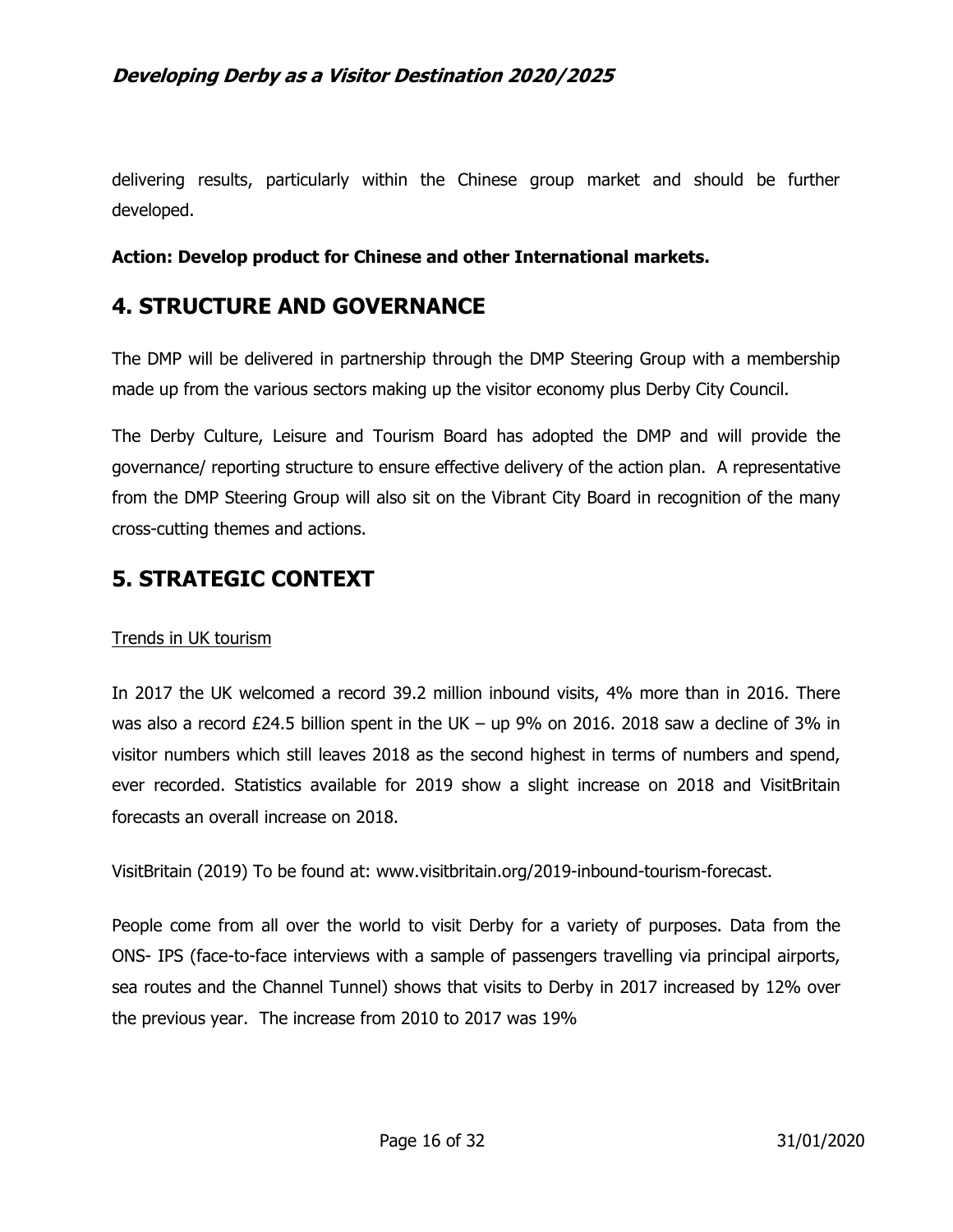delivering results, particularly within the Chinese group market and should be further developed.

**Action: Develop product for Chinese and other International markets.**

## 4. STRUCTURE AND GOVERNANCE

The DMP will be delivered in partnership through the DMP Steering Group with a membership made up from the various sectors making up the visitor economy plus Derby City Council.

The Derby Culture, Leisure and Tourism Board has adopted the DMP and will provide the governance/ reporting structure to ensure effective delivery of the action plan. A representative from the DMP Steering Group will also sit on the Vibrant City Board in recognition of the many cross-cutting themes and actions.

## 5. STRATEGIC CONTEXT

<u>Trends in UK tourism</u>

In 2017 the UK welcomed a record 39.2 million inbound visits, 4% more than in 2016. There was also a record £24.5 billion spent in the UK – up 9% on 2016. 2018 saw a decline of 3% in visitor numbers which still leaves 2018 as the second highest in terms of numbers and spend, ever recorded. Statistics available for 2019 show a slight increase on 2018 and VisitBritain forecasts an overall increase on 2018.

VisitBritain (2019) To be found at: www.visitbritain.org/2019-inbound-tourism-forecast.

People come from all over the world to visit Derby for a variety of purposes. Data from the ONS- IPS (face-to-face interviews with a sample of passengers travelling via principal airports, sea routes and the Channel Tunnel) shows that visits to Derby in 2017 increased by 12% over the previous year. The increase from 2010 to 2017 was 19%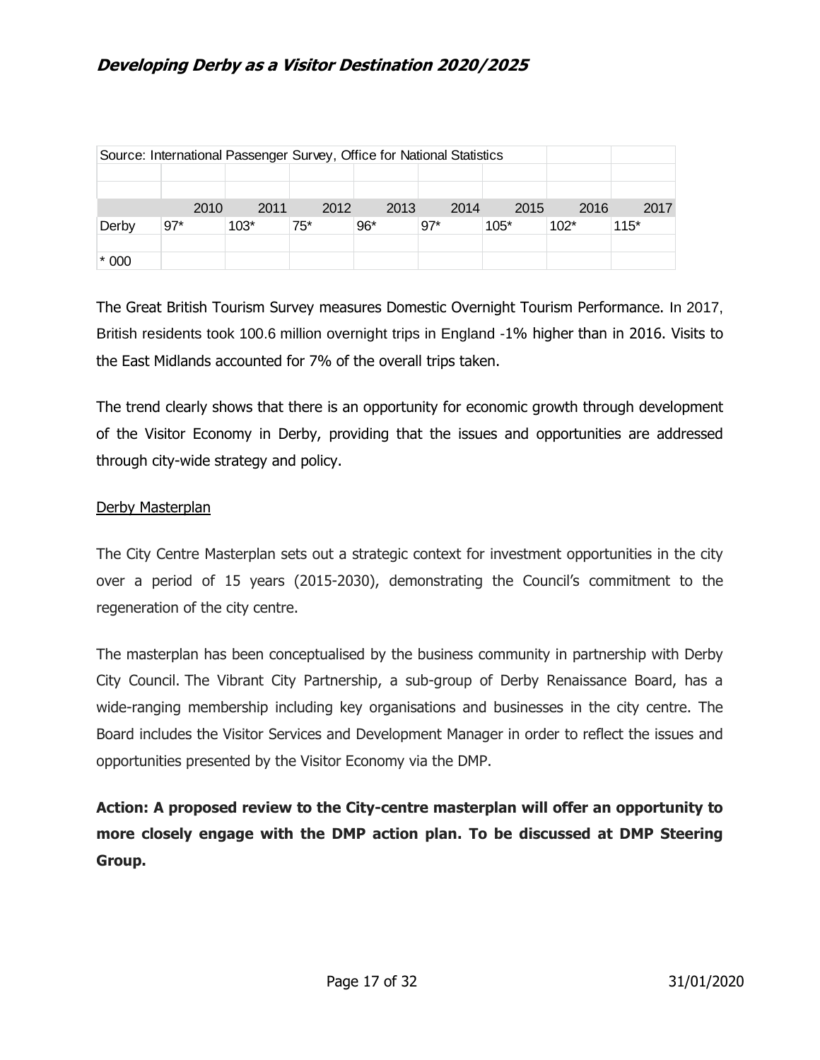Source: International Passenger Survey, Office for National Statistics

| | 2010 | 2011 | 2012 | 2013 | 2014 | 2015 | 2016 | 2017 |
|---|---|---|---|---|---|---|---|---|
| Derby | 97* | 103* | 75* | 96* | 97* | 105* | 102* | 115* |
| | | | | | | | | |
| * 000 | | | | | | | | |

The Great British Tourism Survey measures Domestic Overnight Tourism Performance. In 2017, British residents took 100.6 million overnight trips in England -1% higher than in 2016. Visits to the East Midlands accounted for 7% of the overall trips taken.

The trend clearly shows that there is an opportunity for economic growth through development of the Visitor Economy in Derby, providing that the issues and opportunities are addressed through city-wide strategy and policy.

<u>Derby Masterplan</u>

The City Centre Masterplan sets out a strategic context for investment opportunities in the city over a period of 15 years (2015-2030), demonstrating the Council's commitment to the regeneration of the city centre.

The masterplan has been conceptualised by the business community in partnership with Derby City Council. The Vibrant City Partnership, a sub-group of Derby Renaissance Board, has a wide-ranging membership including key organisations and businesses in the city centre. The Board includes the Visitor Services and Development Manager in order to reflect the issues and opportunities presented by the Visitor Economy via the DMP.

**Action: A proposed review to the City-centre masterplan will offer an opportunity to more closely engage with the DMP action plan. To be discussed at DMP Steering Group.**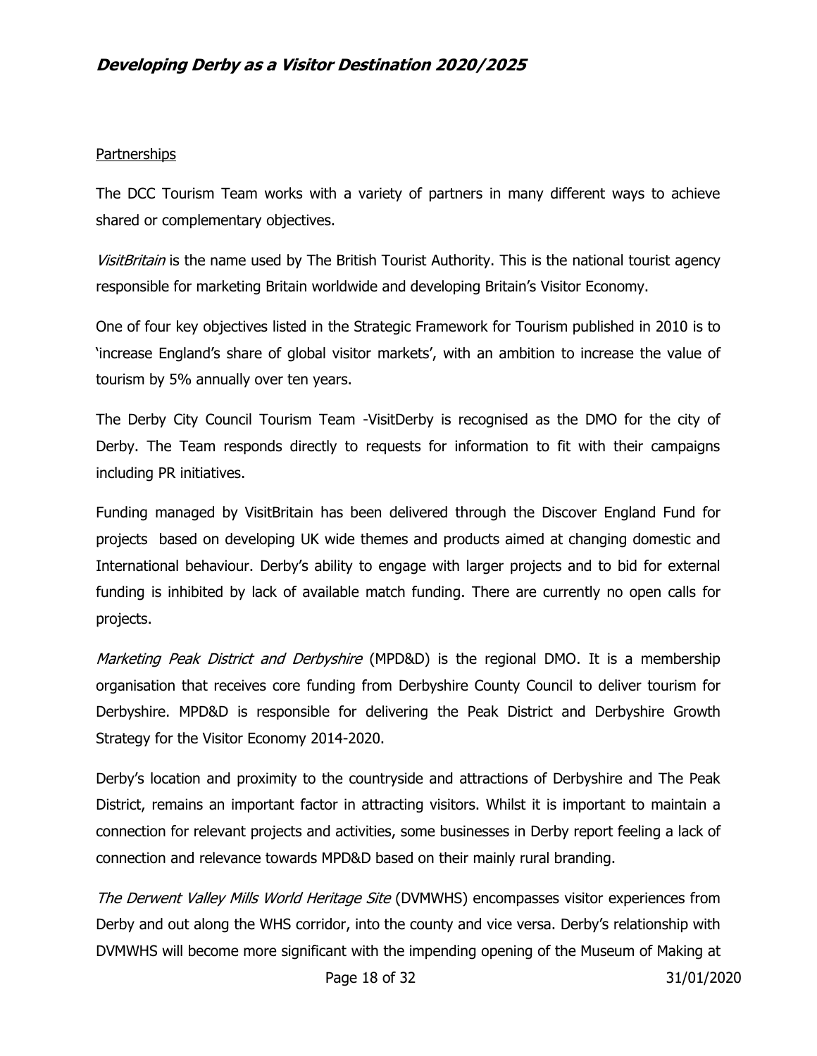Partnerships

The DCC Tourism Team works with a variety of partners in many different ways to achieve shared or complementary objectives.

*VisitBritain* is the name used by The British Tourist Authority. This is the national tourist agency responsible for marketing Britain worldwide and developing Britain's Visitor Economy.

One of four key objectives listed in the Strategic Framework for Tourism published in 2010 is to 'increase England's share of global visitor markets', with an ambition to increase the value of tourism by 5% annually over ten years.

The Derby City Council Tourism Team -VisitDerby is recognised as the DMO for the city of Derby. The Team responds directly to requests for information to fit with their campaigns including PR initiatives.

Funding managed by VisitBritain has been delivered through the Discover England Fund for projects based on developing UK wide themes and products aimed at changing domestic and International behaviour. Derby's ability to engage with larger projects and to bid for external funding is inhibited by lack of available match funding. There are currently no open calls for projects.

*Marketing Peak District and Derbyshire* (MPD&D) is the regional DMO. It is a membership organisation that receives core funding from Derbyshire County Council to deliver tourism for Derbyshire. MPD&D is responsible for delivering the Peak District and Derbyshire Growth Strategy for the Visitor Economy 2014-2020.

Derby's location and proximity to the countryside and attractions of Derbyshire and The Peak District, remains an important factor in attracting visitors. Whilst it is important to maintain a connection for relevant projects and activities, some businesses in Derby report feeling a lack of connection and relevance towards MPD&D based on their mainly rural branding.

*The Derwent Valley Mills World Heritage Site* (DVMWHS) encompasses visitor experiences from Derby and out along the WHS corridor, into the county and vice versa. Derby's relationship with DVMWHS will become more significant with the impending opening of the Museum of Making at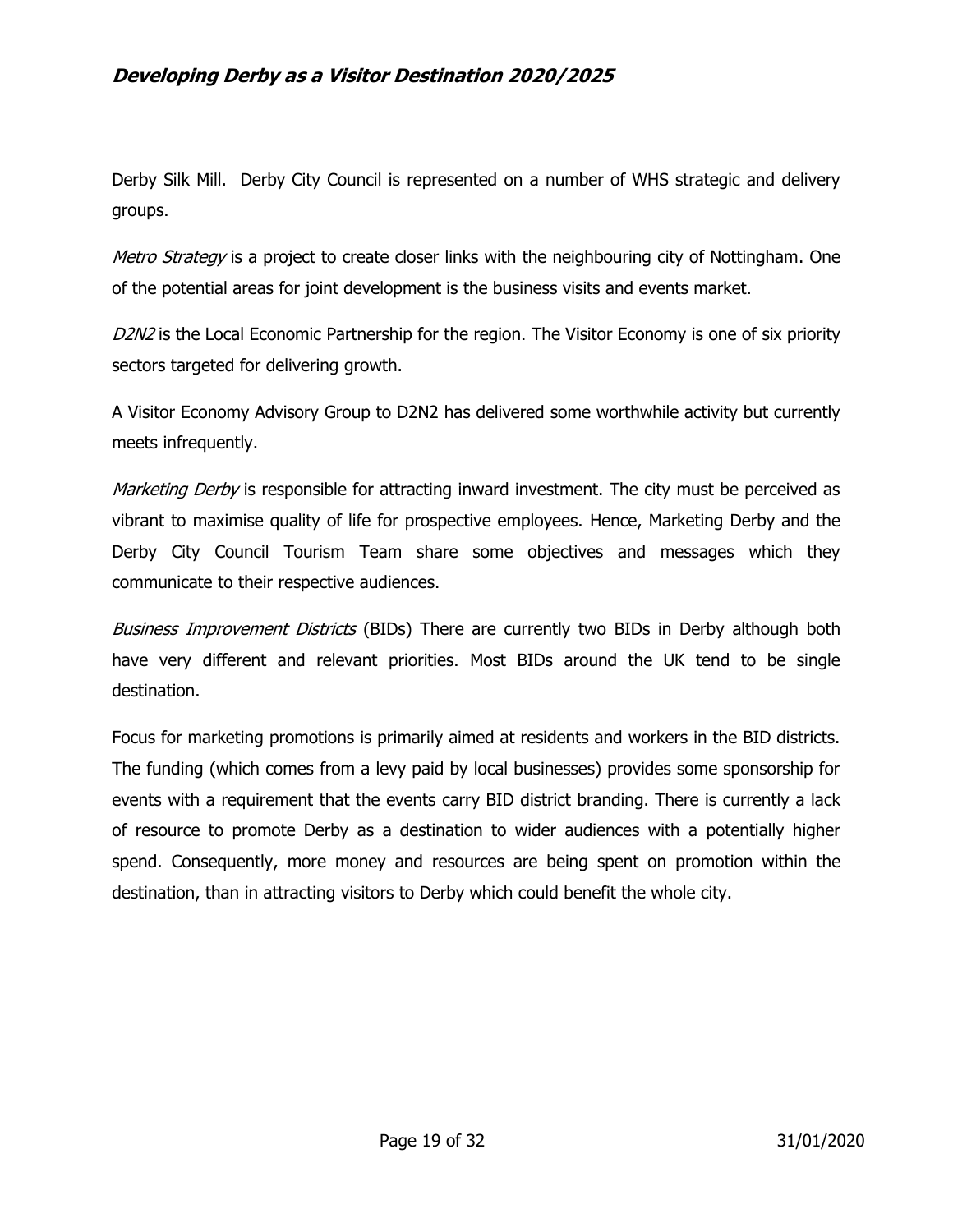Derby Silk Mill. Derby City Council is represented on a number of WHS strategic and delivery groups.

*Metro Strategy* is a project to create closer links with the neighbouring city of Nottingham. One of the potential areas for joint development is the business visits and events market.

*D2N2* is the Local Economic Partnership for the region. The Visitor Economy is one of six priority sectors targeted for delivering growth.

A Visitor Economy Advisory Group to D2N2 has delivered some worthwhile activity but currently meets infrequently.

*Marketing Derby* is responsible for attracting inward investment. The city must be perceived as vibrant to maximise quality of life for prospective employees. Hence, Marketing Derby and the Derby City Council Tourism Team share some objectives and messages which they communicate to their respective audiences.

*Business Improvement Districts* (BIDs) There are currently two BIDs in Derby although both have very different and relevant priorities. Most BIDs around the UK tend to be single destination.

Focus for marketing promotions is primarily aimed at residents and workers in the BID districts. The funding (which comes from a levy paid by local businesses) provides some sponsorship for events with a requirement that the events carry BID district branding. There is currently a lack of resource to promote Derby as a destination to wider audiences with a potentially higher spend. Consequently, more money and resources are being spent on promotion within the destination, than in attracting visitors to Derby which could benefit the whole city.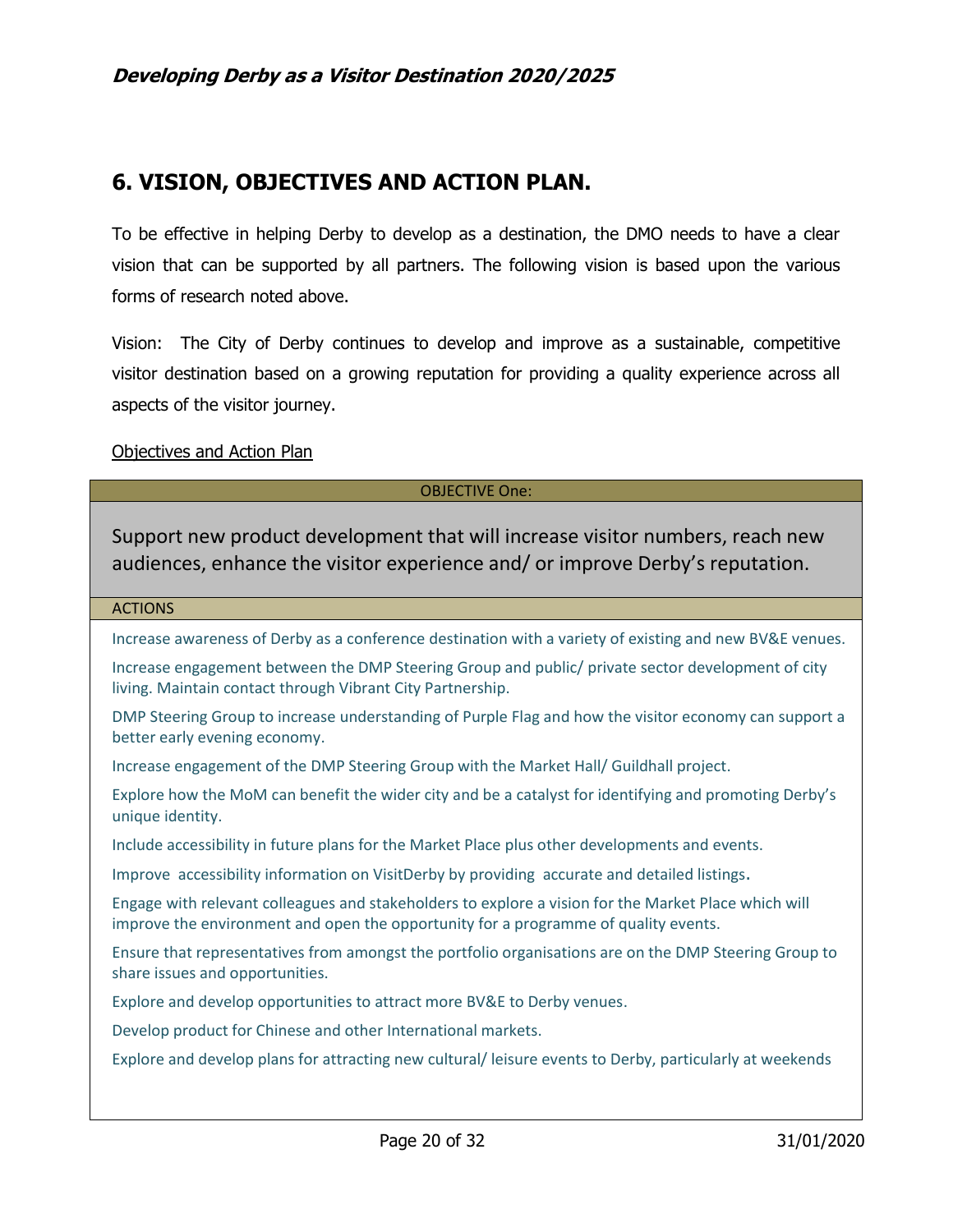## 6. VISION, OBJECTIVES AND ACTION PLAN.

To be effective in helping Derby to develop as a destination, the DMO needs to have a clear vision that can be supported by all partners. The following vision is based upon the various forms of research noted above.

Vision: The City of Derby continues to develop and improve as a sustainable, competitive visitor destination based on a growing reputation for providing a quality experience across all aspects of the visitor journey.

Objectives and Action Plan

| OBJECTIVE One: |
| --- |
| Support new product development that will increase visitor numbers, reach new audiences, enhance the visitor experience and/ or improve Derby's reputation. |
| ACTIONS |
| Increase awareness of Derby as a conference destination with a variety of existing and new BV&E venues. |
| Increase engagement between the DMP Steering Group and public/ private sector development of city living. Maintain contact through Vibrant City Partnership. |
| DMP Steering Group to increase understanding of Purple Flag and how the visitor economy can support a better early evening economy. |
| Increase engagement of the DMP Steering Group with the Market Hall/ Guildhall project. |
| Explore how the MoM can benefit the wider city and be a catalyst for identifying and promoting Derby's unique identity. |
| Include accessibility in future plans for the Market Place plus other developments and events. |
| Improve accessibility information on VisitDerby by providing accurate and detailed listings. |
| Engage with relevant colleagues and stakeholders to explore a vision for the Market Place which will improve the environment and open the opportunity for a programme of quality events. |
| Ensure that representatives from amongst the portfolio organisations are on the DMP Steering Group to share issues and opportunities. |
| Explore and develop opportunities to attract more BV&E to Derby venues. |
| Develop product for Chinese and other International markets. |
| Explore and develop plans for attracting new cultural/ leisure events to Derby, particularly at weekends |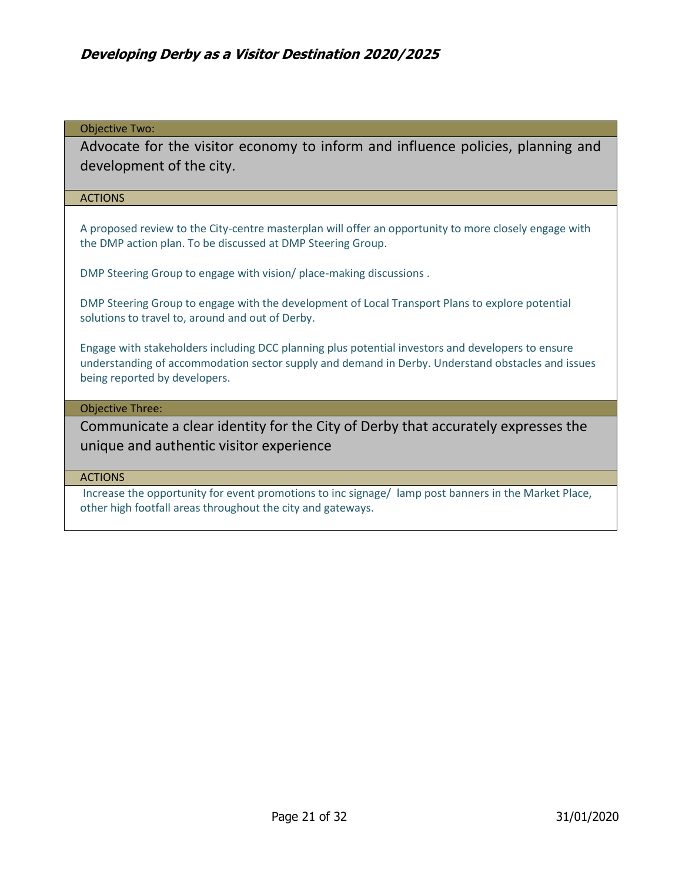Objective Two:

## Advocate for the visitor economy to inform and influence policies, planning and development of the city.

ACTIONS

A proposed review to the City-centre masterplan will offer an opportunity to more closely engage with the DMP action plan. To be discussed at DMP Steering Group.

DMP Steering Group to engage with vision/ place-making discussions .

DMP Steering Group to engage with the development of Local Transport Plans to explore potential solutions to travel to, around and out of Derby.

Engage with stakeholders including DCC planning plus potential investors and developers to ensure understanding of accommodation sector supply and demand in Derby. Understand obstacles and issues being reported by developers.

Objective Three:

## Communicate a clear identity for the City of Derby that accurately expresses the unique and authentic visitor experience

ACTIONS

Increase the opportunity for event promotions to inc signage/ lamp post banners in the Market Place, other high footfall areas throughout the city and gateways.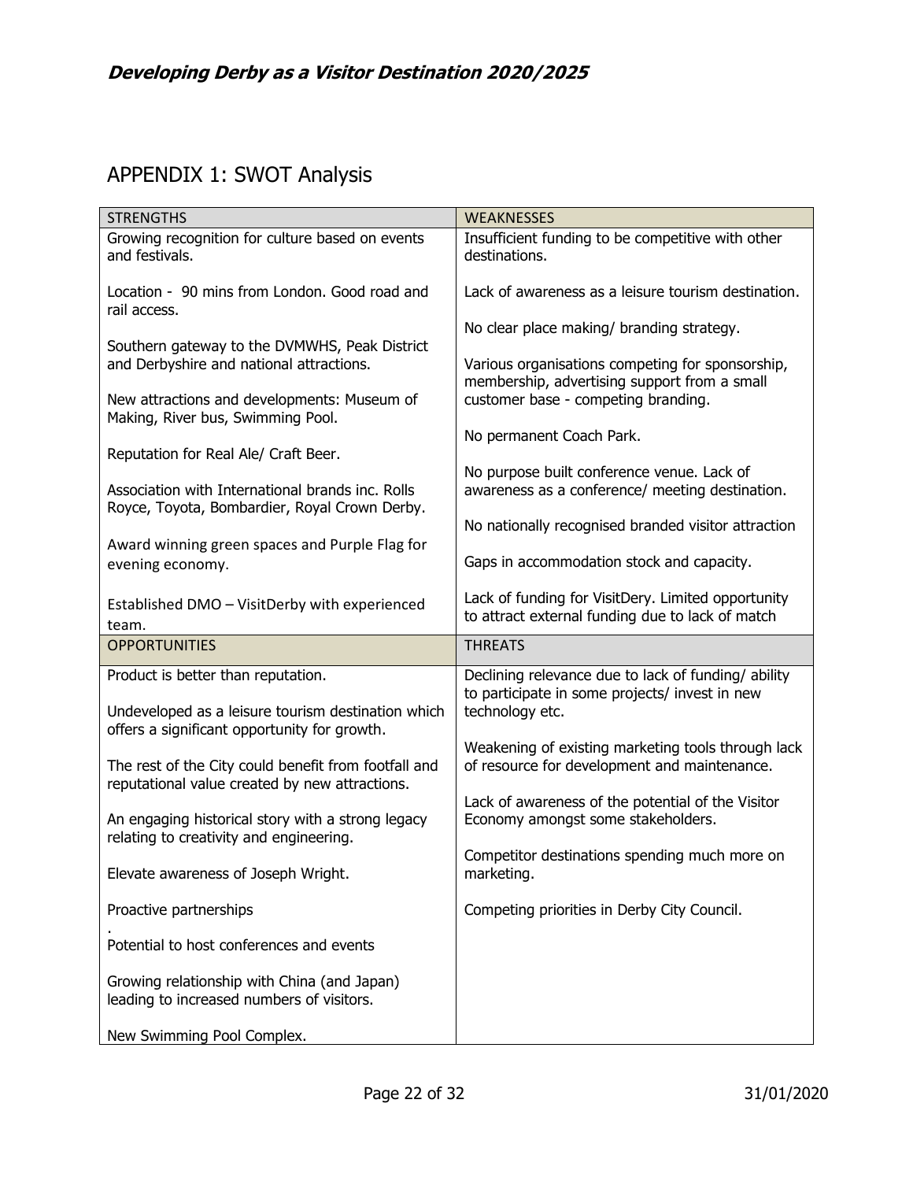## APPENDIX 1: SWOT Analysis

| STRENGTHS | WEAKNESSES |
|---|---|
| Growing recognition for culture based on events and festivals.<br><br>Location - 90 mins from London. Good road and rail access.<br><br>Southern gateway to the DVMWHS, Peak District and Derbyshire and national attractions.<br><br>New attractions and developments: Museum of Making, River bus, Swimming Pool.<br><br>Reputation for Real Ale/ Craft Beer.<br><br>Association with International brands inc. Rolls Royce, Toyota, Bombardier, Royal Crown Derby.<br><br>Award winning green spaces and Purple Flag for evening economy.<br><br>Established DMO – VisitDerby with experienced team. | Insufficient funding to be competitive with other destinations.<br><br>Lack of awareness as a leisure tourism destination.<br><br>No clear place making/ branding strategy.<br><br>Various organisations competing for sponsorship, membership, advertising support from a small customer base - competing branding.<br><br>No permanent Coach Park.<br><br>No purpose built conference venue. Lack of awareness as a conference/ meeting destination.<br><br>No nationally recognised branded visitor attraction<br><br>Gaps in accommodation stock and capacity.<br><br>Lack of funding for VisitDery. Limited opportunity to attract external funding due to lack of match |
| **OPPORTUNITIES** | **THREATS** |
| Product is better than reputation.<br><br>Undeveloped as a leisure tourism destination which offers a significant opportunity for growth.<br><br>The rest of the City could benefit from footfall and reputational value created by new attractions.<br><br>An engaging historical story with a strong legacy relating to creativity and engineering.<br><br>Elevate awareness of Joseph Wright.<br><br>Proactive partnerships<br>.<br>Potential to host conferences and events<br><br>Growing relationship with China (and Japan) leading to increased numbers of visitors.<br><br>New Swimming Pool Complex. | Declining relevance due to lack of funding/ ability to participate in some projects/ invest in new technology etc.<br><br>Weakening of existing marketing tools through lack of resource for development and maintenance.<br><br>Lack of awareness of the potential of the Visitor Economy amongst some stakeholders.<br><br>Competitor destinations spending much more on marketing.<br><br>Competing priorities in Derby City Council. |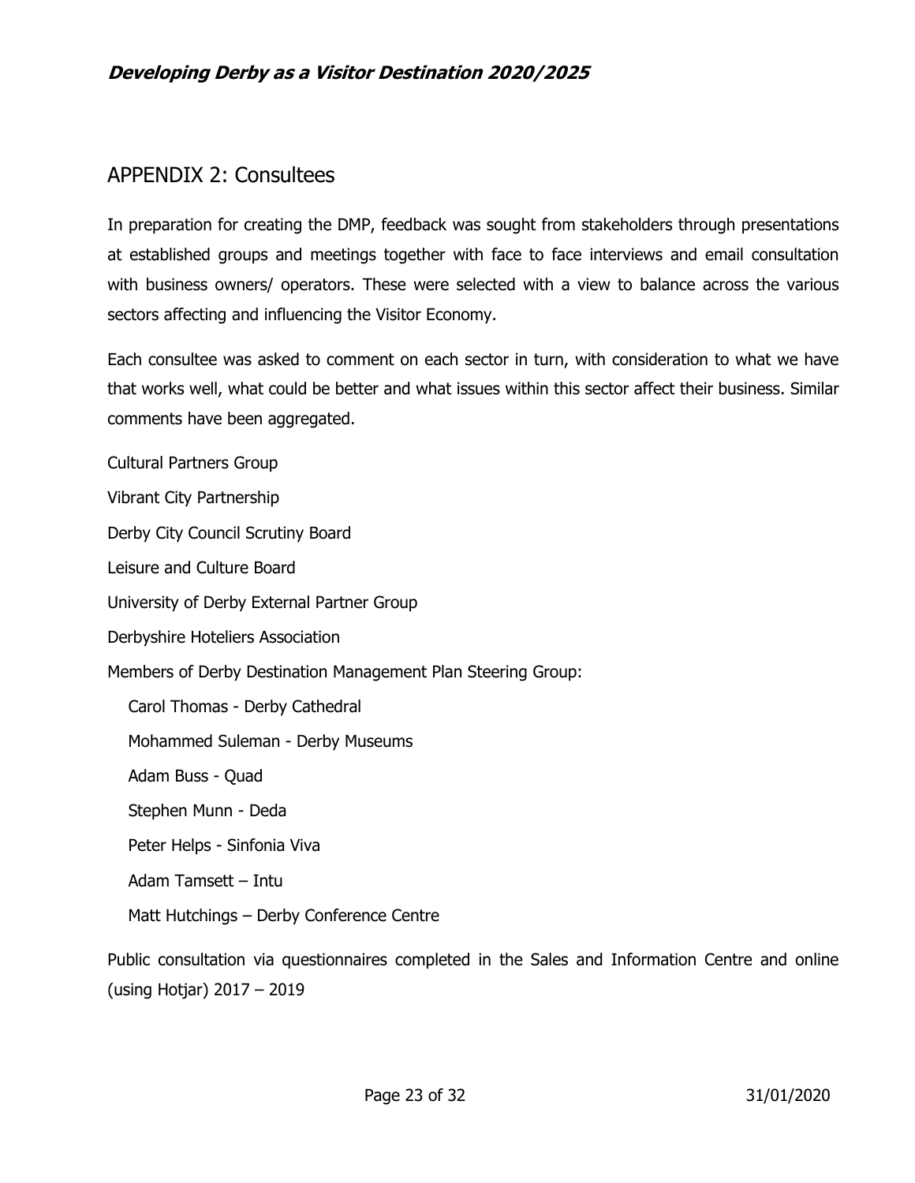## APPENDIX 2: Consultees

In preparation for creating the DMP, feedback was sought from stakeholders through presentations at established groups and meetings together with face to face interviews and email consultation with business owners/ operators. These were selected with a view to balance across the various sectors affecting and influencing the Visitor Economy.

Each consultee was asked to comment on each sector in turn, with consideration to what we have that works well, what could be better and what issues within this sector affect their business. Similar comments have been aggregated.

Cultural Partners Group

Vibrant City Partnership

Derby City Council Scrutiny Board

Leisure and Culture Board

University of Derby External Partner Group

Derbyshire Hoteliers Association

Members of Derby Destination Management Plan Steering Group:

- Carol Thomas - Derby Cathedral
- Mohammed Suleman - Derby Museums
- Adam Buss - Quad
- Stephen Munn - Deda
- Peter Helps - Sinfonia Viva
- Adam Tamsett – Intu
- Matt Hutchings – Derby Conference Centre

Public consultation via questionnaires completed in the Sales and Information Centre and online (using Hotjar) 2017 – 2019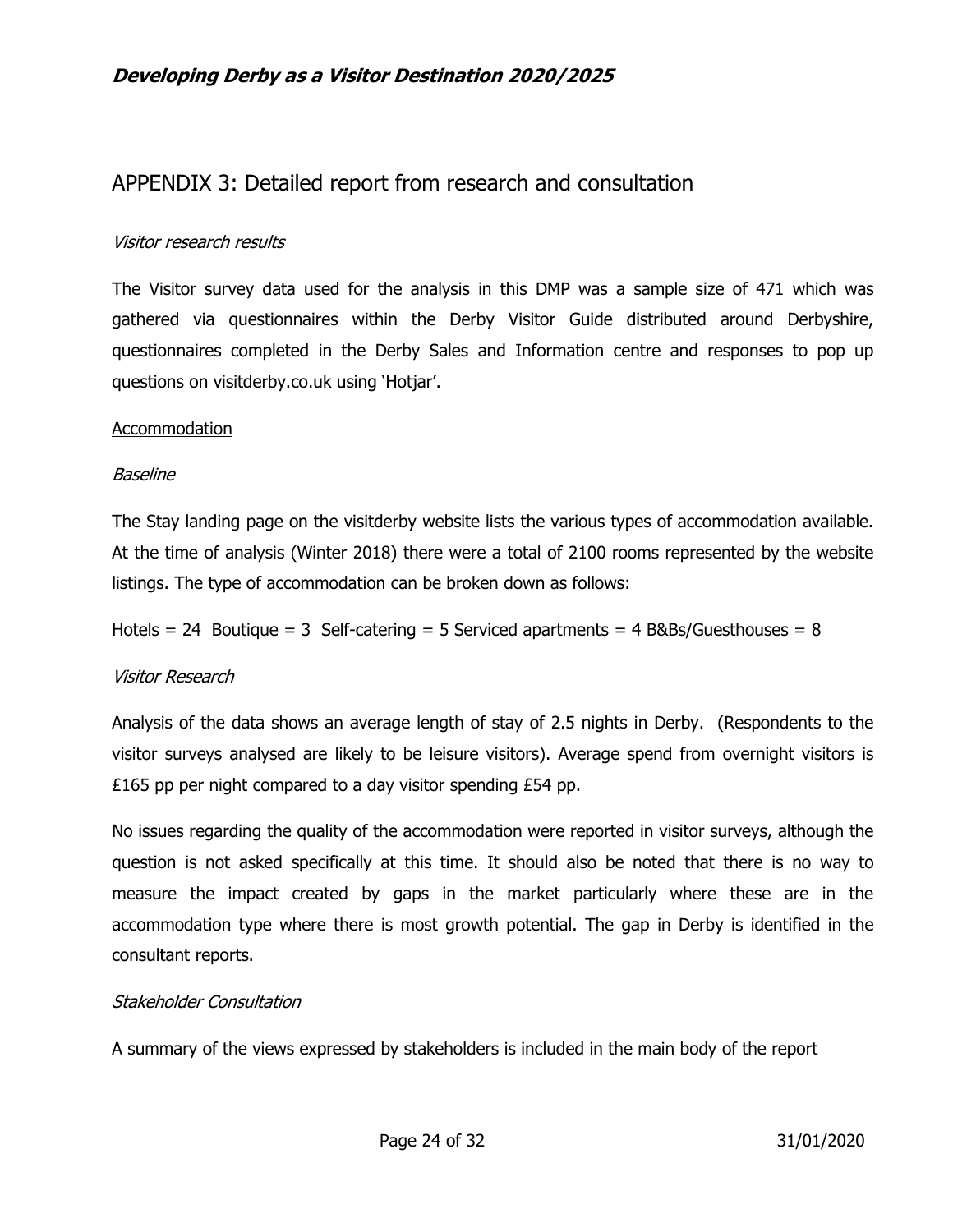## APPENDIX 3: Detailed report from research and consultation

*Visitor research results*

The Visitor survey data used for the analysis in this DMP was a sample size of 471 which was gathered via questionnaires within the Derby Visitor Guide distributed around Derbyshire, questionnaires completed in the Derby Sales and Information centre and responses to pop up questions on visitderby.co.uk using 'Hotjar'.

<u>Accommodation</u>

*Baseline*

The Stay landing page on the visitderby website lists the various types of accommodation available. At the time of analysis (Winter 2018) there were a total of 2100 rooms represented by the website listings. The type of accommodation can be broken down as follows:

Hotels = 24 Boutique = 3 Self-catering = 5 Serviced apartments = 4 B&Bs/Guesthouses = 8

*Visitor Research*

Analysis of the data shows an average length of stay of 2.5 nights in Derby. (Respondents to the visitor surveys analysed are likely to be leisure visitors). Average spend from overnight visitors is £165 pp per night compared to a day visitor spending £54 pp.

No issues regarding the quality of the accommodation were reported in visitor surveys, although the question is not asked specifically at this time. It should also be noted that there is no way to measure the impact created by gaps in the market particularly where these are in the accommodation type where there is most growth potential. The gap in Derby is identified in the consultant reports.

*Stakeholder Consultation*

A summary of the views expressed by stakeholders is included in the main body of the report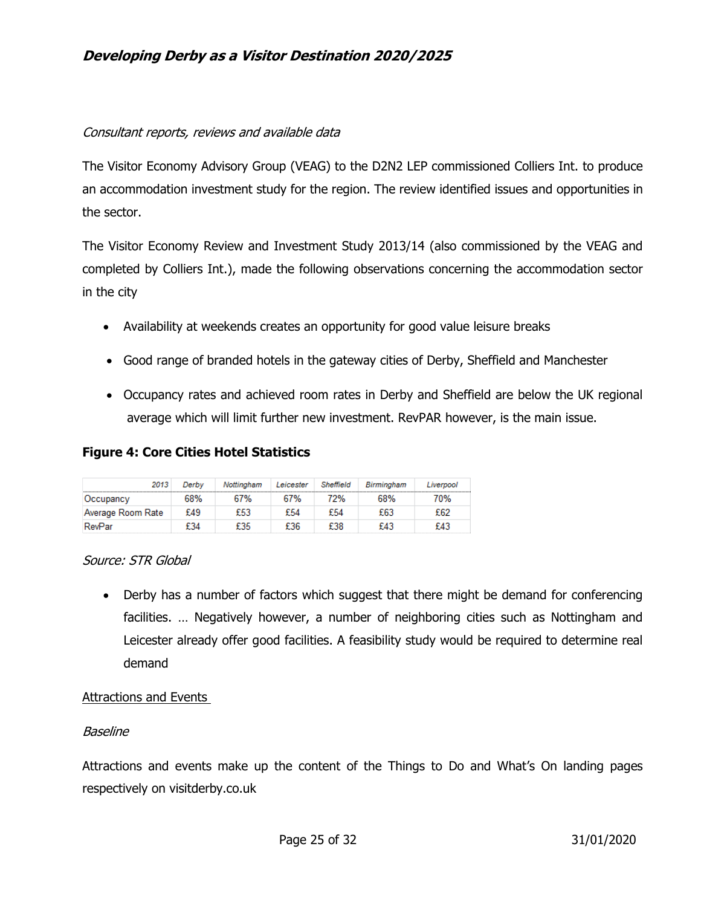*Consultant reports, reviews and available data*

The Visitor Economy Advisory Group (VEAG) to the D2N2 LEP commissioned Colliers Int. to produce an accommodation investment study for the region. The review identified issues and opportunities in the sector.

The Visitor Economy Review and Investment Study 2013/14 (also commissioned by the VEAG and completed by Colliers Int.), made the following observations concerning the accommodation sector in the city

- Availability at weekends creates an opportunity for good value leisure breaks
- Good range of branded hotels in the gateway cities of Derby, Sheffield and Manchester
- Occupancy rates and achieved room rates in Derby and Sheffield are below the UK regional average which will limit further new investment. RevPAR however, is the main issue.

**Figure 4: Core Cities Hotel Statistics**

| 2013 | Derby | Nottingham | Leicester | Sheffield | Birmingham | Liverpool |
|---|---|---|---|---|---|---|
| Occupancy | 68% | 67% | 67% | 72% | 68% | 70% |
| Average Room Rate | £49 | £53 | £54 | £54 | £63 | £62 |
| RevPar | £34 | £35 | £36 | £38 | £43 | £43 |

*Source: STR Global*

- Derby has a number of factors which suggest that there might be demand for conferencing facilities. … Negatively however, a number of neighboring cities such as Nottingham and Leicester already offer good facilities. A feasibility study would be required to determine real demand

Attractions and Events

*Baseline*

Attractions and events make up the content of the Things to Do and What's On landing pages respectively on visitderby.co.uk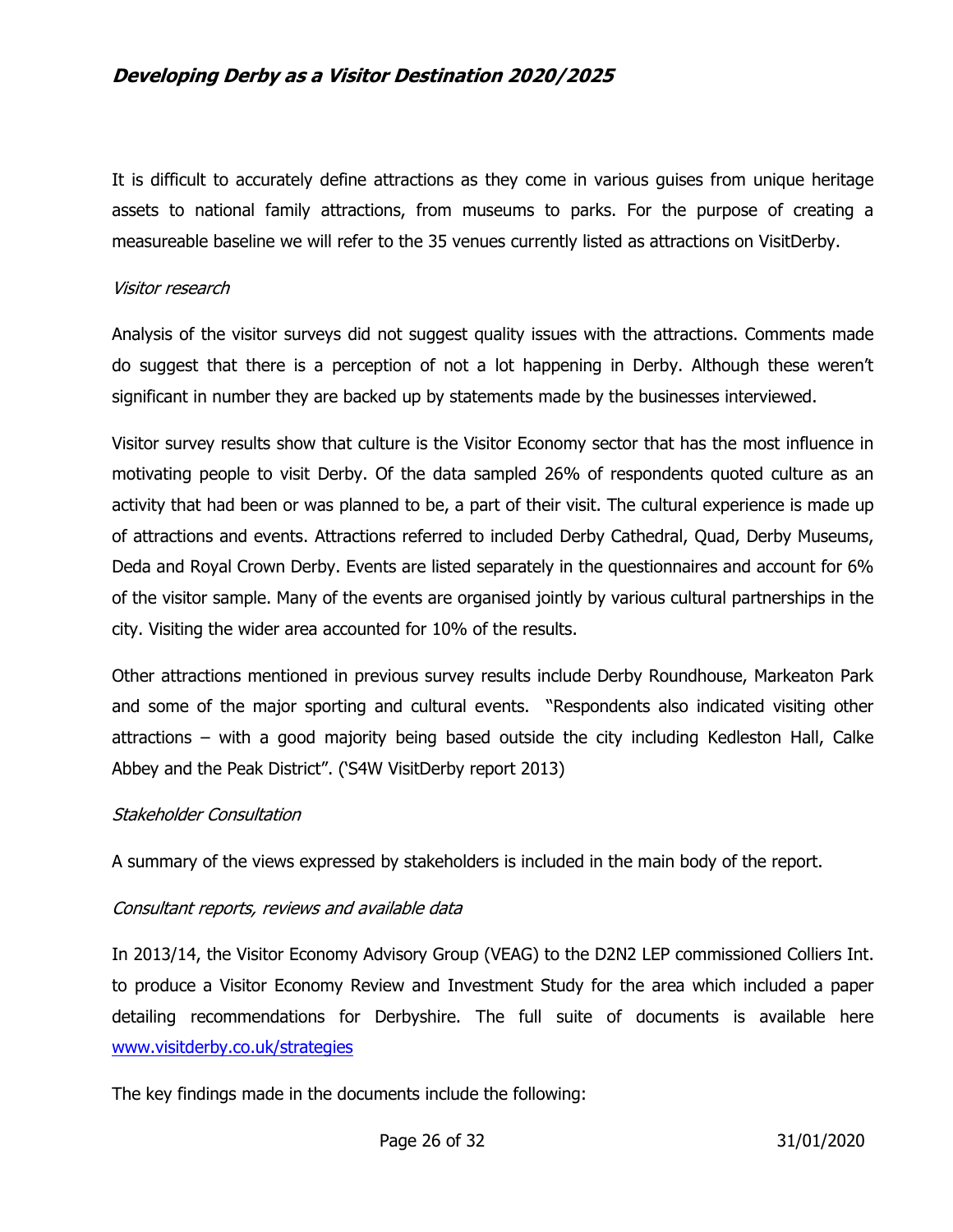It is difficult to accurately define attractions as they come in various guises from unique heritage assets to national family attractions, from museums to parks. For the purpose of creating a measureable baseline we will refer to the 35 venues currently listed as attractions on VisitDerby.

*Visitor research*

Analysis of the visitor surveys did not suggest quality issues with the attractions. Comments made do suggest that there is a perception of not a lot happening in Derby. Although these weren't significant in number they are backed up by statements made by the businesses interviewed.

Visitor survey results show that culture is the Visitor Economy sector that has the most influence in motivating people to visit Derby. Of the data sampled 26% of respondents quoted culture as an activity that had been or was planned to be, a part of their visit. The cultural experience is made up of attractions and events. Attractions referred to included Derby Cathedral, Quad, Derby Museums, Deda and Royal Crown Derby. Events are listed separately in the questionnaires and account for 6% of the visitor sample. Many of the events are organised jointly by various cultural partnerships in the city. Visiting the wider area accounted for 10% of the results.

Other attractions mentioned in previous survey results include Derby Roundhouse, Markeaton Park and some of the major sporting and cultural events. "Respondents also indicated visiting other attractions – with a good majority being based outside the city including Kedleston Hall, Calke Abbey and the Peak District". ('S4W VisitDerby report 2013)

*Stakeholder Consultation*

A summary of the views expressed by stakeholders is included in the main body of the report.

*Consultant reports, reviews and available data*

In 2013/14, the Visitor Economy Advisory Group (VEAG) to the D2N2 LEP commissioned Colliers Int. to produce a Visitor Economy Review and Investment Study for the area which included a paper detailing recommendations for Derbyshire. The full suite of documents is available here [www.visitderby.co.uk/strategies](www.visitderby.co.uk/strategies)

The key findings made in the documents include the following: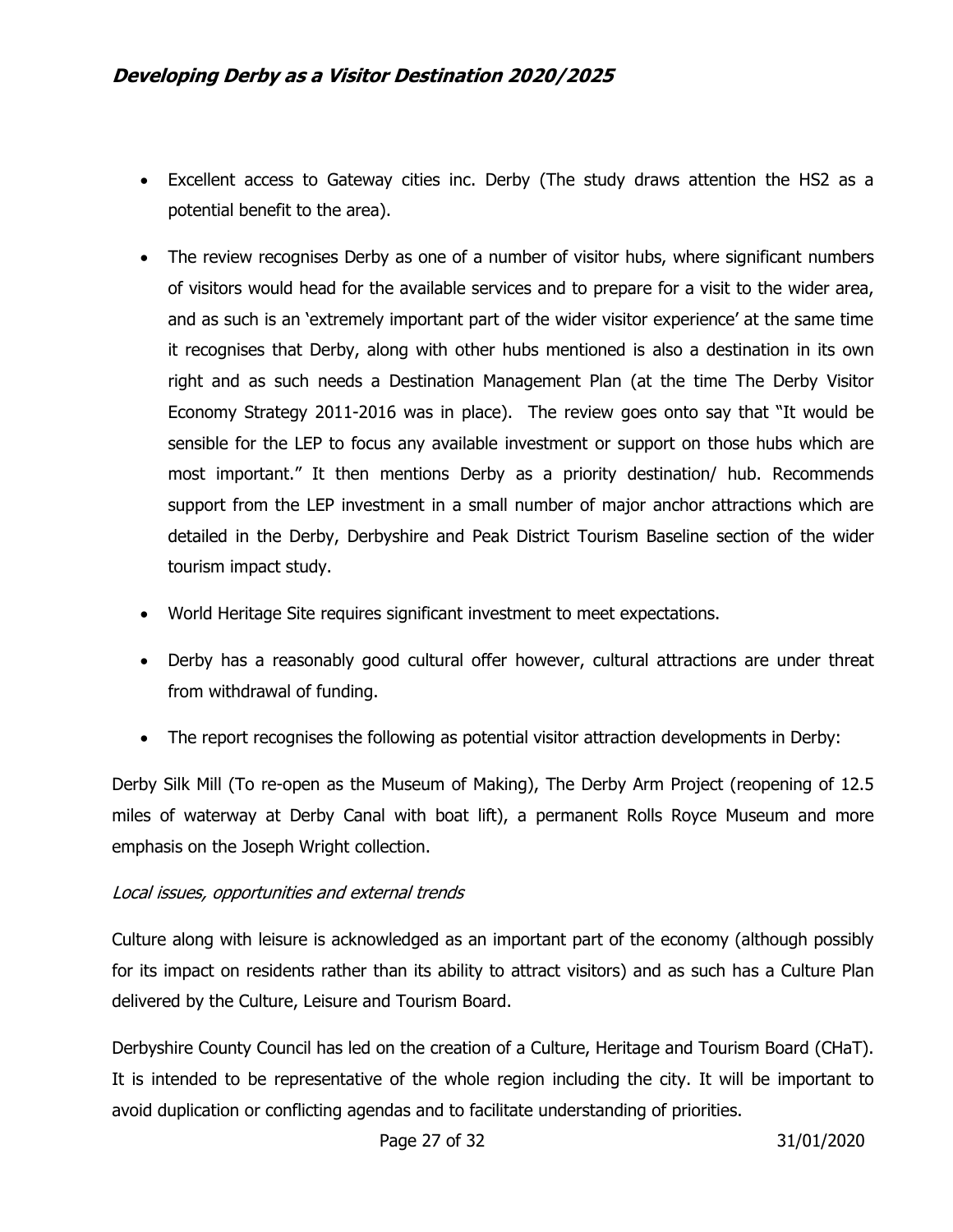- Excellent access to Gateway cities inc. Derby (The study draws attention the HS2 as a potential benefit to the area).
- The review recognises Derby as one of a number of visitor hubs, where significant numbers of visitors would head for the available services and to prepare for a visit to the wider area, and as such is an 'extremely important part of the wider visitor experience' at the same time it recognises that Derby, along with other hubs mentioned is also a destination in its own right and as such needs a Destination Management Plan (at the time The Derby Visitor Economy Strategy 2011-2016 was in place). The review goes onto say that "It would be sensible for the LEP to focus any available investment or support on those hubs which are most important." It then mentions Derby as a priority destination/ hub. Recommends support from the LEP investment in a small number of major anchor attractions which are detailed in the Derby, Derbyshire and Peak District Tourism Baseline section of the wider tourism impact study.
- World Heritage Site requires significant investment to meet expectations.
- Derby has a reasonably good cultural offer however, cultural attractions are under threat from withdrawal of funding.
- The report recognises the following as potential visitor attraction developments in Derby:

Derby Silk Mill (To re-open as the Museum of Making), The Derby Arm Project (reopening of 12.5 miles of waterway at Derby Canal with boat lift), a permanent Rolls Royce Museum and more emphasis on the Joseph Wright collection.

*Local issues, opportunities and external trends*

Culture along with leisure is acknowledged as an important part of the economy (although possibly for its impact on residents rather than its ability to attract visitors) and as such has a Culture Plan delivered by the Culture, Leisure and Tourism Board.

Derbyshire County Council has led on the creation of a Culture, Heritage and Tourism Board (CHaT). It is intended to be representative of the whole region including the city. It will be important to avoid duplication or conflicting agendas and to facilitate understanding of priorities.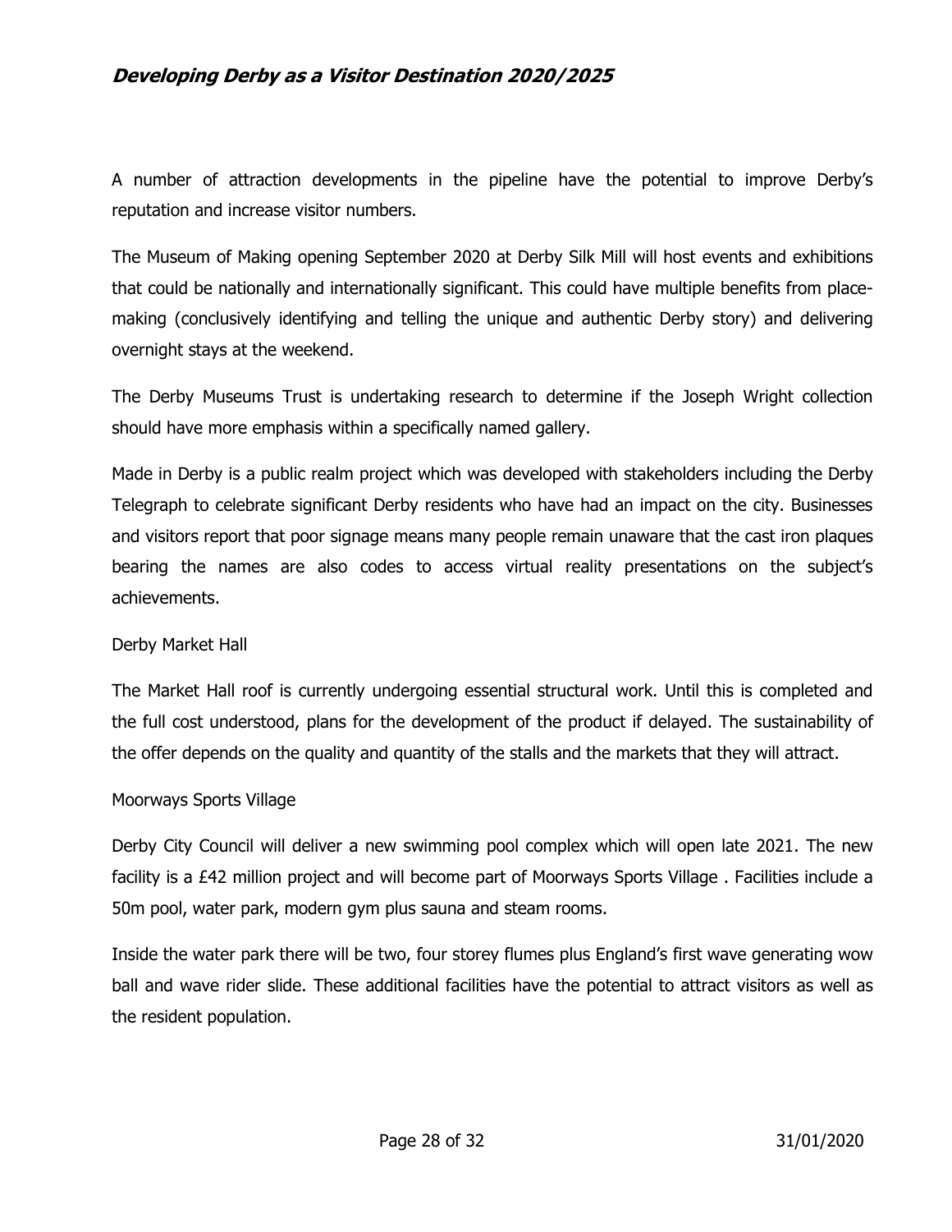A number of attraction developments in the pipeline have the potential to improve Derby's reputation and increase visitor numbers.

The Museum of Making opening September 2020 at Derby Silk Mill will host events and exhibitions that could be nationally and internationally significant. This could have multiple benefits from place-making (conclusively identifying and telling the unique and authentic Derby story) and delivering overnight stays at the weekend.

The Derby Museums Trust is undertaking research to determine if the Joseph Wright collection should have more emphasis within a specifically named gallery.

Made in Derby is a public realm project which was developed with stakeholders including the Derby Telegraph to celebrate significant Derby residents who have had an impact on the city. Businesses and visitors report that poor signage means many people remain unaware that the cast iron plaques bearing the names are also codes to access virtual reality presentations on the subject's achievements.

Derby Market Hall

The Market Hall roof is currently undergoing essential structural work. Until this is completed and the full cost understood, plans for the development of the product if delayed. The sustainability of the offer depends on the quality and quantity of the stalls and the markets that they will attract.

Moorways Sports Village

Derby City Council will deliver a new swimming pool complex which will open late 2021. The new facility is a £42 million project and will become part of Moorways Sports Village . Facilities include a 50m pool, water park, modern gym plus sauna and steam rooms.

Inside the water park there will be two, four storey flumes plus England's first wave generating wow ball and wave rider slide. These additional facilities have the potential to attract visitors as well as the resident population.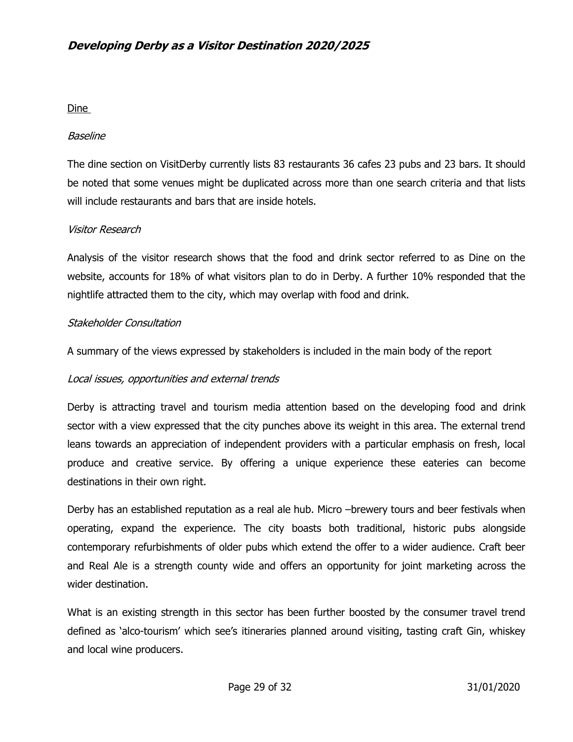Dine

*Baseline*

The dine section on VisitDerby currently lists 83 restaurants 36 cafes 23 pubs and 23 bars. It should be noted that some venues might be duplicated across more than one search criteria and that lists will include restaurants and bars that are inside hotels.

*Visitor Research*

Analysis of the visitor research shows that the food and drink sector referred to as Dine on the website, accounts for 18% of what visitors plan to do in Derby. A further 10% responded that the nightlife attracted them to the city, which may overlap with food and drink.

*Stakeholder Consultation*

A summary of the views expressed by stakeholders is included in the main body of the report

*Local issues, opportunities and external trends*

Derby is attracting travel and tourism media attention based on the developing food and drink sector with a view expressed that the city punches above its weight in this area. The external trend leans towards an appreciation of independent providers with a particular emphasis on fresh, local produce and creative service. By offering a unique experience these eateries can become destinations in their own right.

Derby has an established reputation as a real ale hub. Micro –brewery tours and beer festivals when operating, expand the experience. The city boasts both traditional, historic pubs alongside contemporary refurbishments of older pubs which extend the offer to a wider audience. Craft beer and Real Ale is a strength county wide and offers an opportunity for joint marketing across the wider destination.

What is an existing strength in this sector has been further boosted by the consumer travel trend defined as 'alco-tourism' which see's itineraries planned around visiting, tasting craft Gin, whiskey and local wine producers.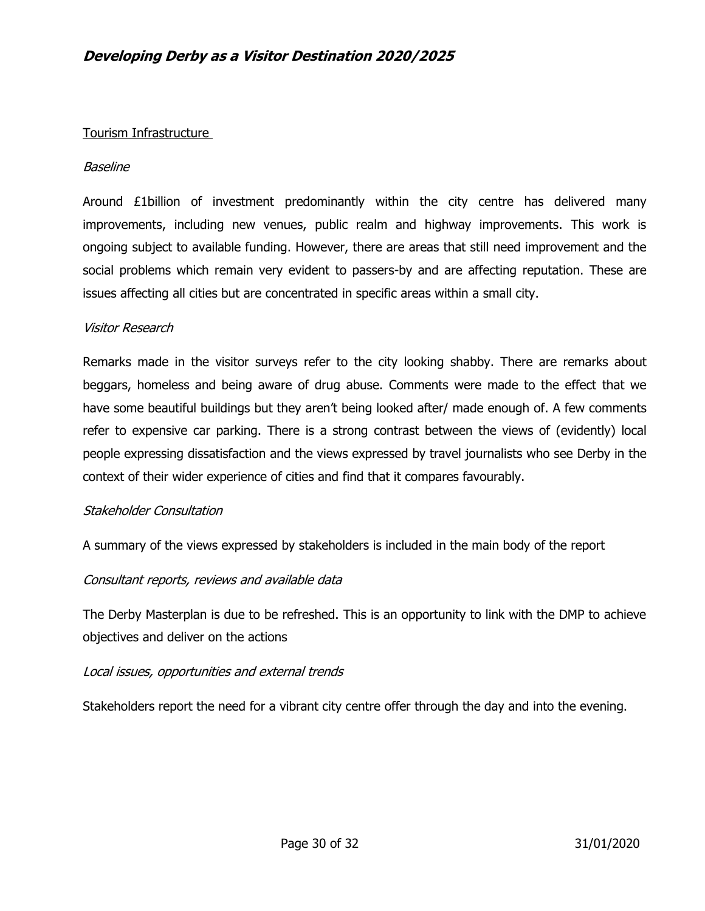## Tourism Infrastructure

*Baseline*

Around £1billion of investment predominantly within the city centre has delivered many improvements, including new venues, public realm and highway improvements. This work is ongoing subject to available funding. However, there are areas that still need improvement and the social problems which remain very evident to passers-by and are affecting reputation. These are issues affecting all cities but are concentrated in specific areas within a small city.

*Visitor Research*

Remarks made in the visitor surveys refer to the city looking shabby. There are remarks about beggars, homeless and being aware of drug abuse. Comments were made to the effect that we have some beautiful buildings but they aren't being looked after/ made enough of. A few comments refer to expensive car parking. There is a strong contrast between the views of (evidently) local people expressing dissatisfaction and the views expressed by travel journalists who see Derby in the context of their wider experience of cities and find that it compares favourably.

*Stakeholder Consultation*

A summary of the views expressed by stakeholders is included in the main body of the report

*Consultant reports, reviews and available data*

The Derby Masterplan is due to be refreshed. This is an opportunity to link with the DMP to achieve objectives and deliver on the actions

*Local issues, opportunities and external trends*

Stakeholders report the need for a vibrant city centre offer through the day and into the evening.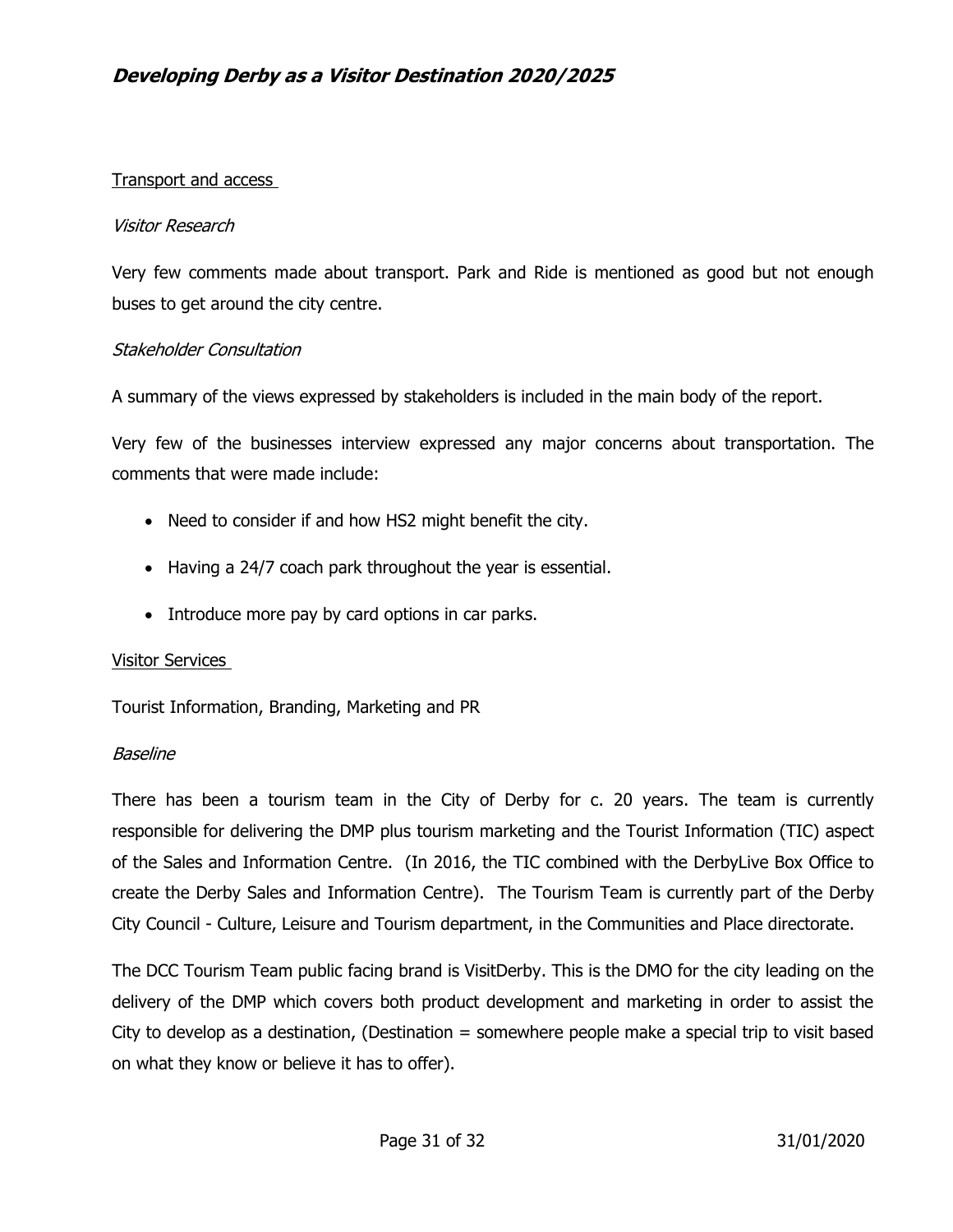Transport and access

*Visitor Research*

Very few comments made about transport. Park and Ride is mentioned as good but not enough buses to get around the city centre.

*Stakeholder Consultation*

A summary of the views expressed by stakeholders is included in the main body of the report.

Very few of the businesses interview expressed any major concerns about transportation. The comments that were made include:

- Need to consider if and how HS2 might benefit the city.
- Having a 24/7 coach park throughout the year is essential.
- Introduce more pay by card options in car parks.

Visitor Services

Tourist Information, Branding, Marketing and PR

*Baseline*

There has been a tourism team in the City of Derby for c. 20 years. The team is currently responsible for delivering the DMP plus tourism marketing and the Tourist Information (TIC) aspect of the Sales and Information Centre. (In 2016, the TIC combined with the DerbyLive Box Office to create the Derby Sales and Information Centre). The Tourism Team is currently part of the Derby City Council - Culture, Leisure and Tourism department, in the Communities and Place directorate.

The DCC Tourism Team public facing brand is VisitDerby. This is the DMO for the city leading on the delivery of the DMP which covers both product development and marketing in order to assist the City to develop as a destination, (Destination = somewhere people make a special trip to visit based on what they know or believe it has to offer).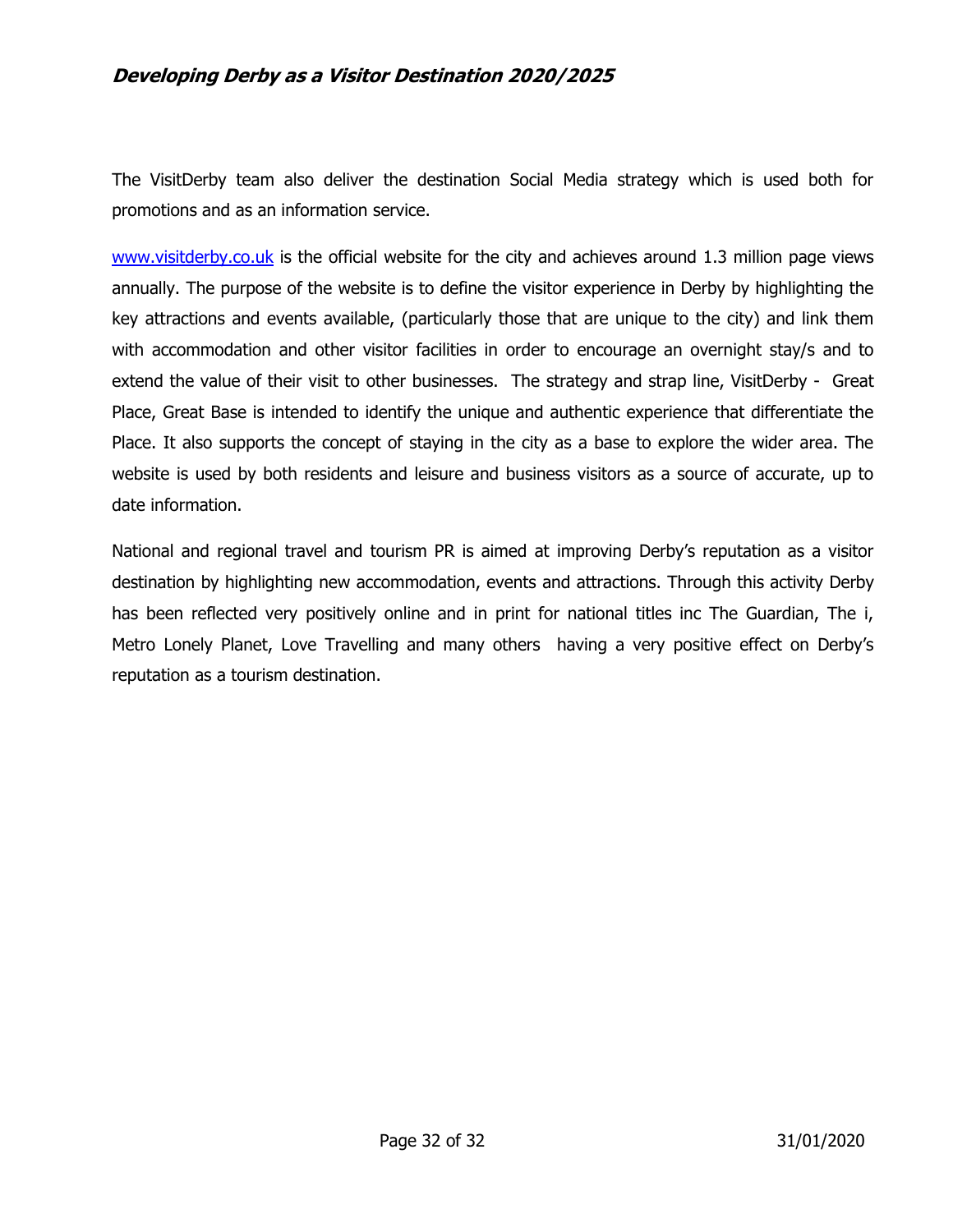The VisitDerby team also deliver the destination Social Media strategy which is used both for promotions and as an information service.

[www.visitderby.co.uk](http://www.visitderby.co.uk) is the official website for the city and achieves around 1.3 million page views annually. The purpose of the website is to define the visitor experience in Derby by highlighting the key attractions and events available, (particularly those that are unique to the city) and link them with accommodation and other visitor facilities in order to encourage an overnight stay/s and to extend the value of their visit to other businesses.  The strategy and strap line, VisitDerby -  Great Place, Great Base is intended to identify the unique and authentic experience that differentiate the Place. It also supports the concept of staying in the city as a base to explore the wider area. The website is used by both residents and leisure and business visitors as a source of accurate, up to date information.

National and regional travel and tourism PR is aimed at improving Derby's reputation as a visitor destination by highlighting new accommodation, events and attractions. Through this activity Derby has been reflected very positively online and in print for national titles inc The Guardian, The i, Metro Lonely Planet, Love Travelling and many others  having a very positive effect on Derby's reputation as a tourism destination.